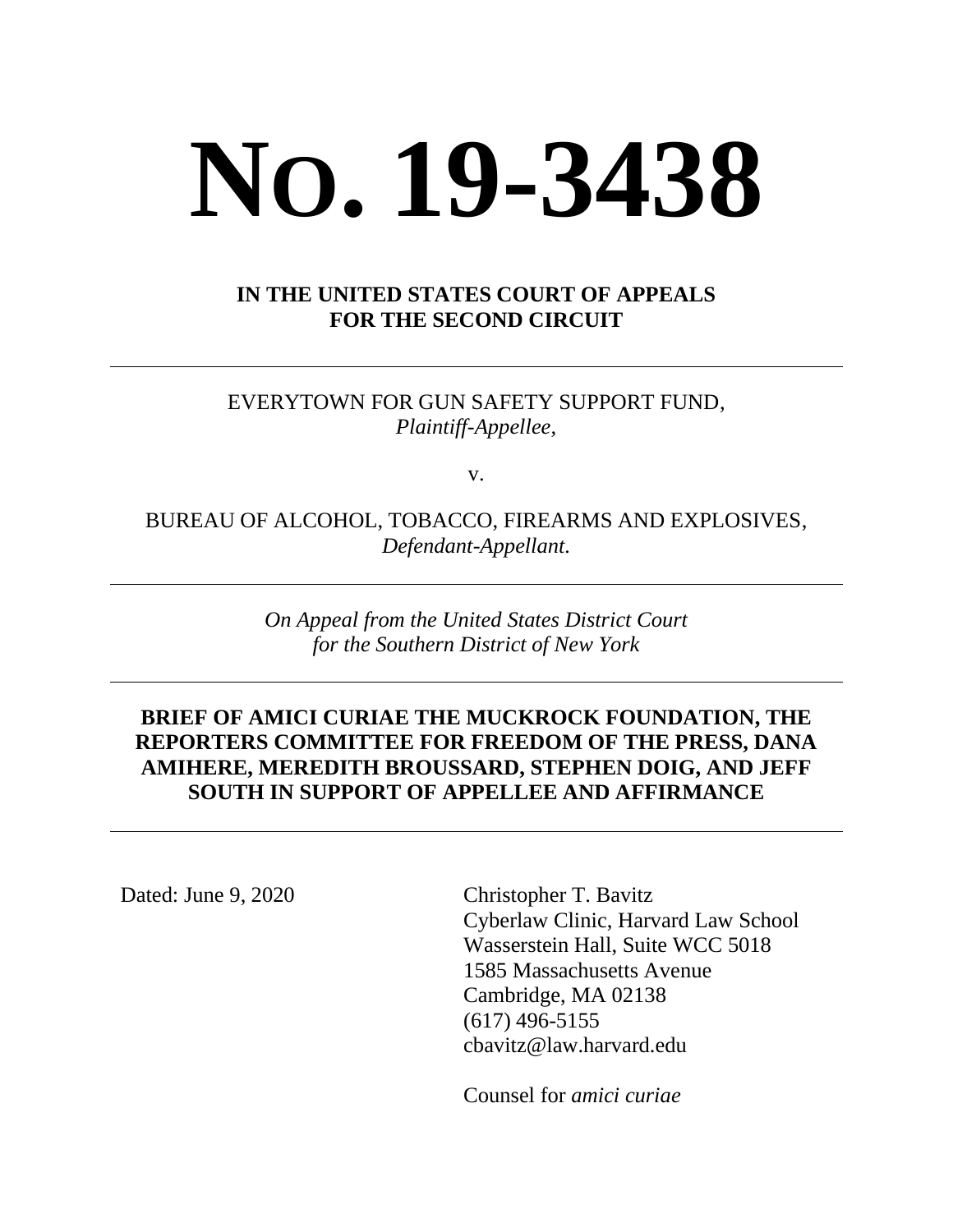# No. 19-3438

**IN THE UNITED STATES COURT OF APPEALS**
**FOR THE SECOND CIRCUIT**

---

EVERYTOWN FOR GUN SAFETY SUPPORT FUND,
*Plaintiff-Appellee*,

v.

BUREAU OF ALCOHOL, TOBACCO, FIREARMS AND EXPLOSIVES,
*Defendant-Appellant.*

---

*On Appeal from the United States District Court*
*for the Southern District of New York*

---

**BRIEF OF AMICI CURIAE THE MUCKROCK FOUNDATION, THE REPORTERS COMMITTEE FOR FREEDOM OF THE PRESS, DANA AMIHERE, MEREDITH BROUSSARD, STEPHEN DOIG, AND JEFF SOUTH IN SUPPORT OF APPELLEE AND AFFIRMANCE**

---

Dated: June 9, 2020

Christopher T. Bavitz
Cyberlaw Clinic, Harvard Law School
Wasserstein Hall, Suite WCC 5018
1585 Massachusetts Avenue
Cambridge, MA 02138
(617) 496-5155
cbavitz@law.harvard.edu

Counsel for *amici curiae*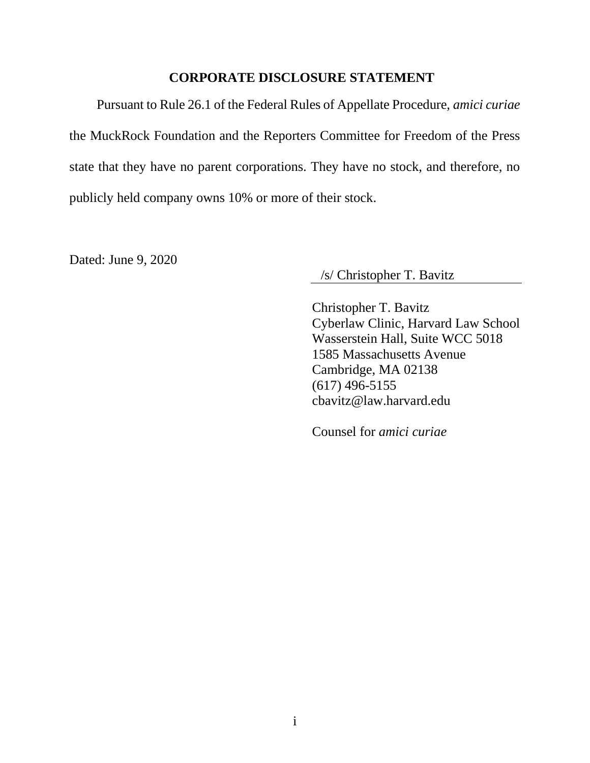## CORPORATE DISCLOSURE STATEMENT

Pursuant to Rule 26.1 of the Federal Rules of Appellate Procedure, *amici curiae* the MuckRock Foundation and the Reporters Committee for Freedom of the Press state that they have no parent corporations. They have no stock, and therefore, no publicly held company owns 10% or more of their stock.

Dated: June 9, 2020

/s/ Christopher T. Bavitz

Christopher T. Bavitz
Cyberlaw Clinic, Harvard Law School
Wasserstein Hall, Suite WCC 5018
1585 Massachusetts Avenue
Cambridge, MA 02138
(617) 496-5155
cbavitz@law.harvard.edu

Counsel for *amici curiae*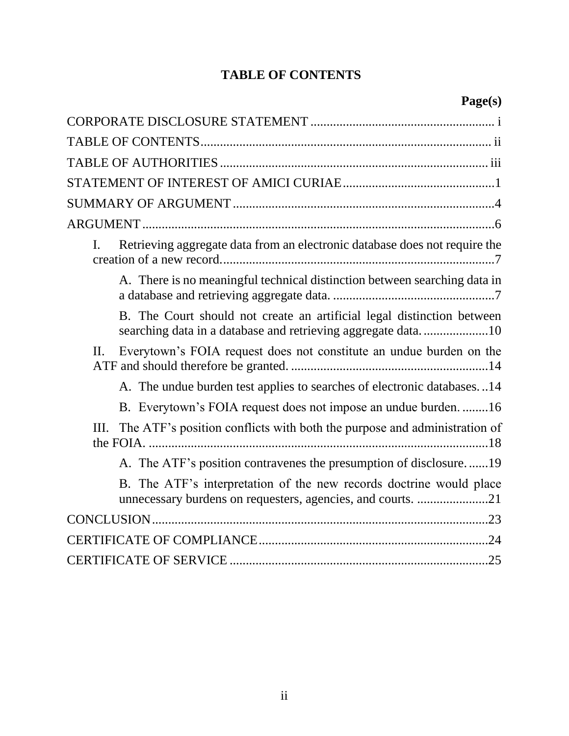# TABLE OF CONTENTS

| | Page(s) |
|---|---|
| CORPORATE DISCLOSURE STATEMENT | i |
| TABLE OF CONTENTS | ii |
| TABLE OF AUTHORITIES | iii |
| STATEMENT OF INTEREST OF AMICI CURIAE | 1 |
| SUMMARY OF ARGUMENT | 4 |
| ARGUMENT | 6 |
| I. Retrieving aggregate data from an electronic database does not require the creation of a new record. | 7 |
| A. There is no meaningful technical distinction between searching data in a database and retrieving aggregate data. | 7 |
| B. The Court should not create an artificial legal distinction between searching data in a database and retrieving aggregate data. | 10 |
| II. Everytown's FOIA request does not constitute an undue burden on the ATF and should therefore be granted. | 14 |
| A. The undue burden test applies to searches of electronic databases. | 14 |
| B. Everytown's FOIA request does not impose an undue burden. | 16 |
| III. The ATF's position conflicts with both the purpose and administration of the FOIA. | 18 |
| A. The ATF's position contravenes the presumption of disclosure. | 19 |
| B. The ATF's interpretation of the new records doctrine would place unnecessary burdens on requesters, agencies, and courts. | 21 |
| CONCLUSION | 23 |
| CERTIFICATE OF COMPLIANCE | 24 |
| CERTIFICATE OF SERVICE | 25 |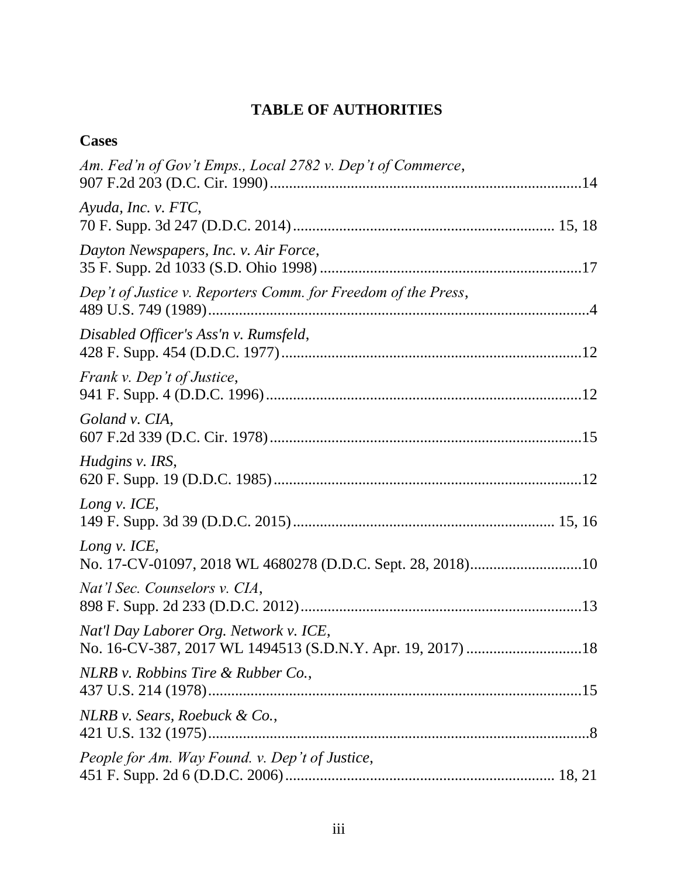# TABLE OF AUTHORITIES

## Cases

*Am. Fed'n of Gov't Emps., Local 2782 v. Dep't of Commerce*, 907 F.2d 203 (D.C. Cir. 1990) .......... 14

*Ayuda, Inc. v. FTC*, 70 F. Supp. 3d 247 (D.D.C. 2014) .......... 15, 18

*Dayton Newspapers, Inc. v. Air Force*, 35 F. Supp. 2d 1033 (S.D. Ohio 1998) .......... 17

*Dep't of Justice v. Reporters Comm. for Freedom of the Press*, 489 U.S. 749 (1989) .......... 4

*Disabled Officer's Ass'n v. Rumsfeld*, 428 F. Supp. 454 (D.D.C. 1977) .......... 12

*Frank v. Dep't of Justice*, 941 F. Supp. 4 (D.D.C. 1996) .......... 12

*Goland v. CIA*, 607 F.2d 339 (D.C. Cir. 1978) .......... 15

*Hudgins v. IRS*, 620 F. Supp. 19 (D.D.C. 1985) .......... 12

*Long v. ICE*, 149 F. Supp. 3d 39 (D.D.C. 2015) .......... 15, 16

*Long v. ICE*, No. 17-CV-01097, 2018 WL 4680278 (D.D.C. Sept. 28, 2018) .......... 10

*Nat'l Sec. Counselors v. CIA*, 898 F. Supp. 2d 233 (D.D.C. 2012) .......... 13

*Nat'l Day Laborer Org. Network v. ICE*, No. 16-CV-387, 2017 WL 1494513 (S.D.N.Y. Apr. 19, 2017) .......... 18

*NLRB v. Robbins Tire & Rubber Co.*, 437 U.S. 214 (1978) .......... 15

*NLRB v. Sears, Roebuck & Co.*, 421 U.S. 132 (1975) .......... 8

*People for Am. Way Found. v. Dep't of Justice*, 451 F. Supp. 2d 6 (D.D.C. 2006) .......... 18, 21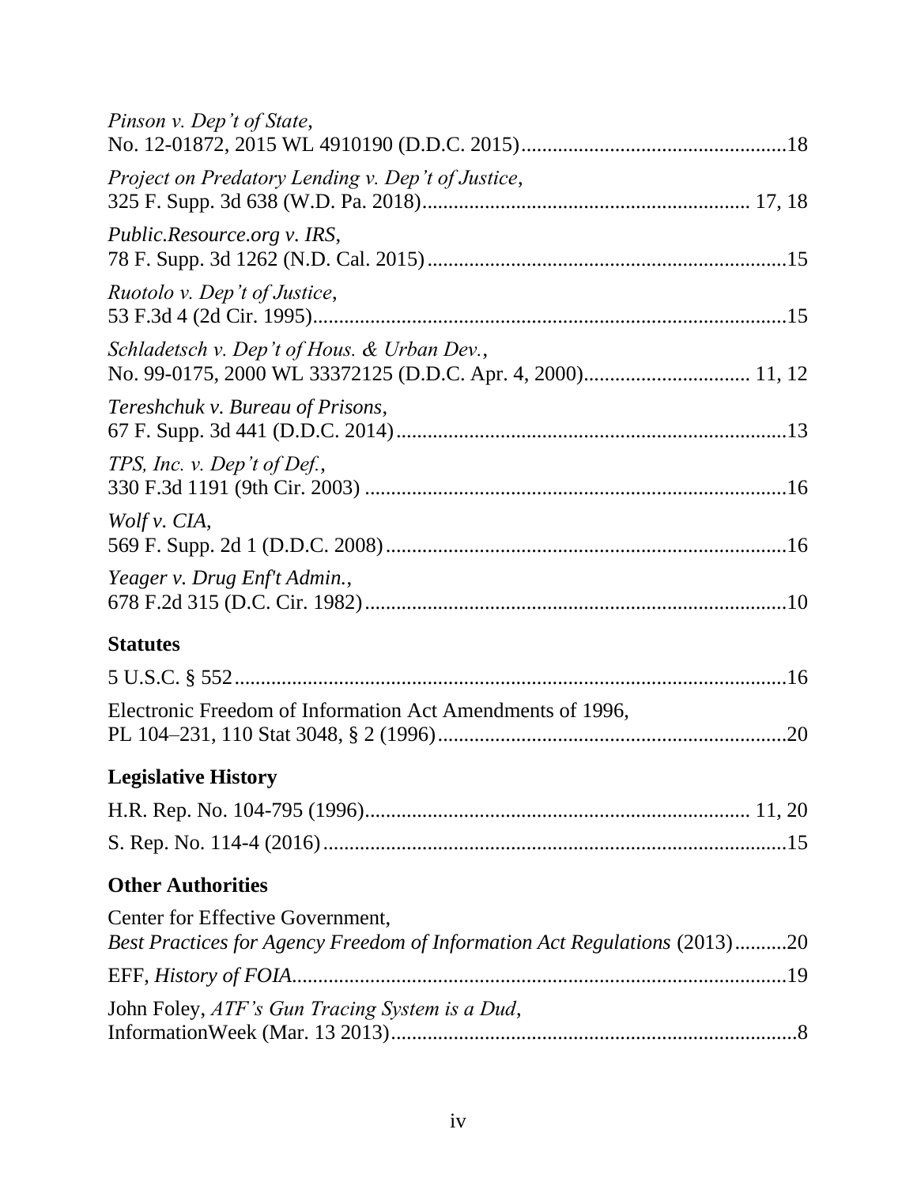*Pinson v. Dep't of State*,
No. 12-01872, 2015 WL 4910190 (D.D.C. 2015)....................................................18

*Project on Predatory Lending v. Dep't of Justice*,
325 F. Supp. 3d 638 (W.D. Pa. 2018)............................................................. 17, 18

*Public.Resource.org v. IRS*,
78 F. Supp. 3d 1262 (N.D. Cal. 2015).....................................................................15

*Ruotolo v. Dep't of Justice*,
53 F.3d 4 (2d Cir. 1995)...........................................................................................15

*Schladetsch v. Dep't of Hous. & Urban Dev.*,
No. 99-0175, 2000 WL 33372125 (D.D.C. Apr. 4, 2000)................................ 11, 12

*Tereshchuk v. Bureau of Prisons*,
67 F. Supp. 3d 441 (D.D.C. 2014)...........................................................................13

*TPS, Inc. v. Dep't of Def.*,
330 F.3d 1191 (9th Cir. 2003) .................................................................................16

*Wolf v. CIA*,
569 F. Supp. 2d 1 (D.D.C. 2008).............................................................................16

*Yeager v. Drug Enf't Admin.*,
678 F.2d 315 (D.C. Cir. 1982).................................................................................10

**Statutes**

5 U.S.C. § 552..........................................................................................................16

Electronic Freedom of Information Act Amendments of 1996,
PL 104–231, 110 Stat 3048, § 2 (1996)...................................................................20

**Legislative History**

H.R. Rep. No. 104-795 (1996)......................................................................... 11, 20

S. Rep. No. 114-4 (2016).........................................................................................15

**Other Authorities**

Center for Effective Government,
*Best Practices for Agency Freedom of Information Act Regulations* (2013)..........20

EFF, *History of FOIA*...............................................................................................19

John Foley, *ATF's Gun Tracing System is a Dud*,
InformationWeek (Mar. 13 2013)..............................................................................8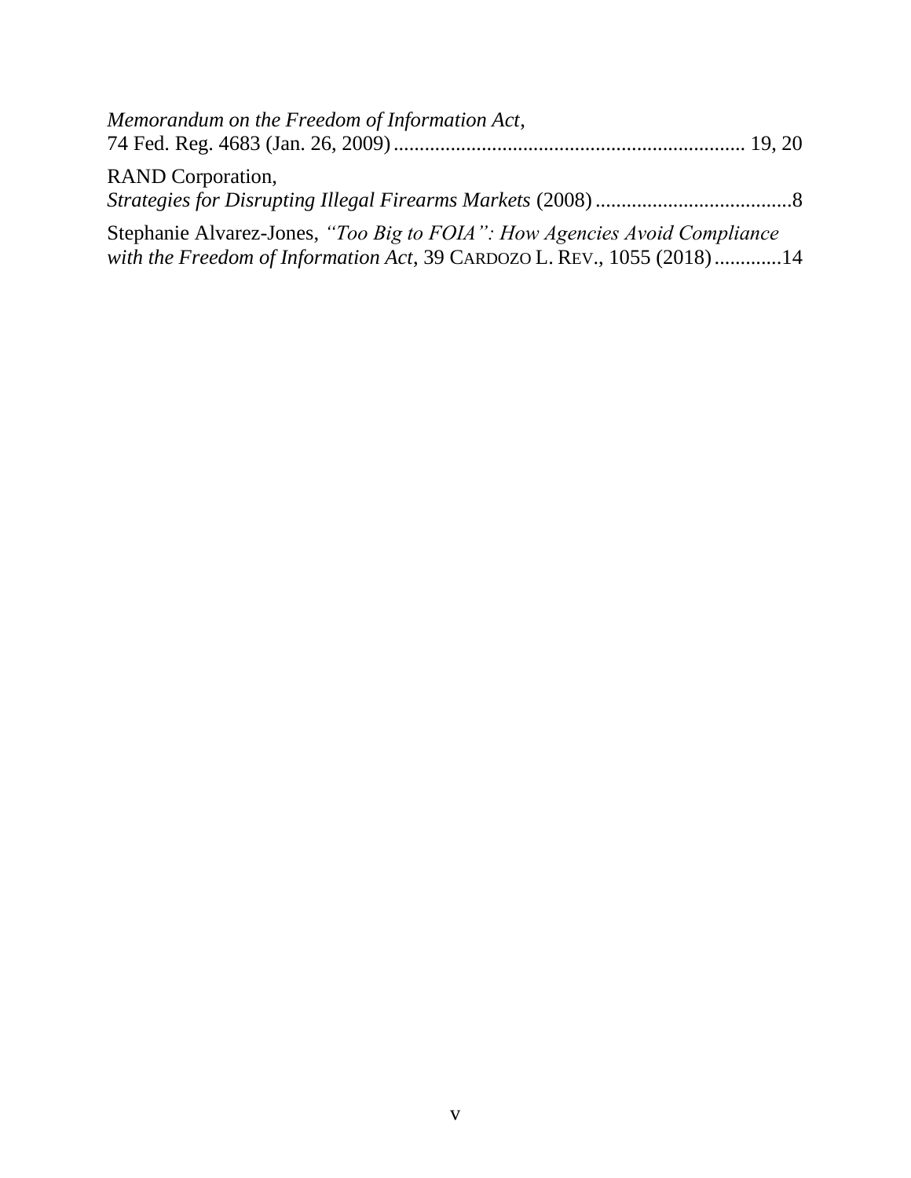*Memorandum on the Freedom of Information Act*,
74 Fed. Reg. 4683 (Jan. 26, 2009) ..................................................................... 19, 20

RAND Corporation,
*Strategies for Disrupting Illegal Firearms Markets* (2008) ......................................8

Stephanie Alvarez-Jones, *"Too Big to FOIA": How Agencies Avoid Compliance with the Freedom of Information Act*, 39 CARDOZO L. REV., 1055 (2018) .............14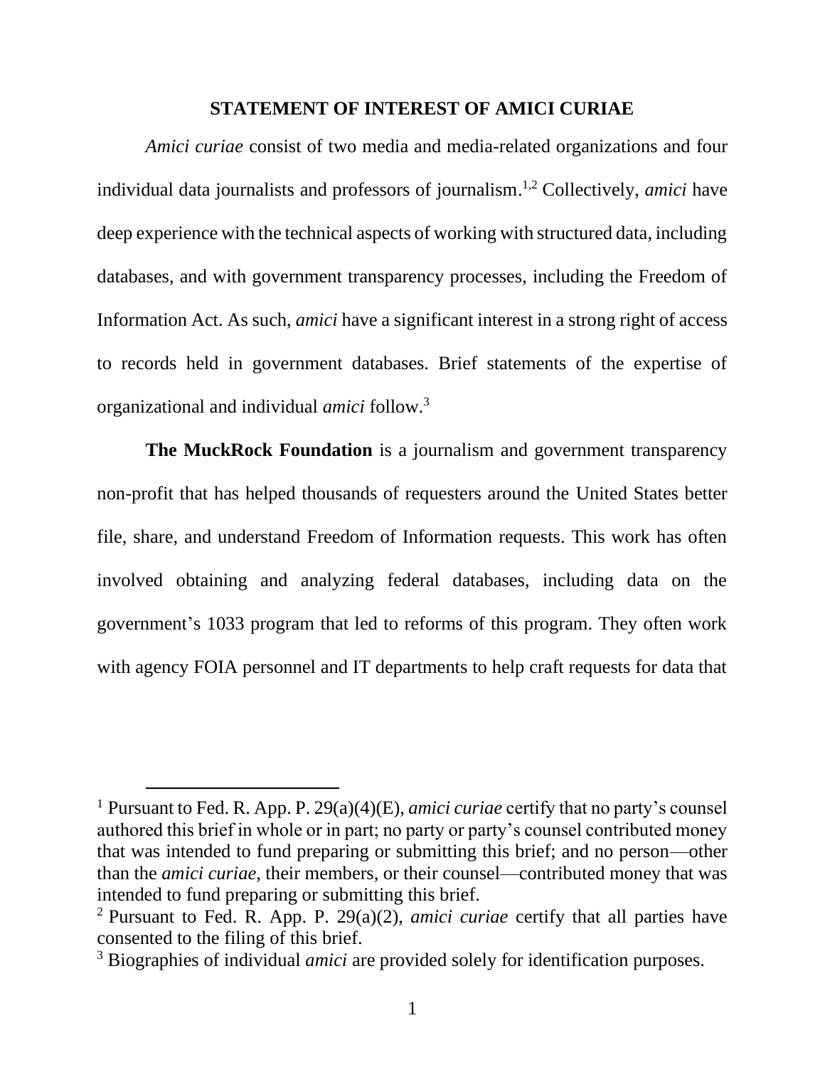## STATEMENT OF INTEREST OF AMICI CURIAE

*Amici curiae* consist of two media and media-related organizations and four individual data journalists and professors of journalism.[1,2] Collectively, *amici* have deep experience with the technical aspects of working with structured data, including databases, and with government transparency processes, including the Freedom of Information Act. As such, *amici* have a significant interest in a strong right of access to records held in government databases. Brief statements of the expertise of organizational and individual *amici* follow.[3]

**The MuckRock Foundation** is a journalism and government transparency non-profit that has helped thousands of requesters around the United States better file, share, and understand Freedom of Information requests. This work has often involved obtaining and analyzing federal databases, including data on the government's 1033 program that led to reforms of this program. They often work with agency FOIA personnel and IT departments to help craft requests for data that

---

[1] Pursuant to Fed. R. App. P. 29(a)(4)(E), *amici curiae* certify that no party's counsel authored this brief in whole or in part; no party or party's counsel contributed money that was intended to fund preparing or submitting this brief; and no person—other than the *amici curiae*, their members, or their counsel—contributed money that was intended to fund preparing or submitting this brief.

[2] Pursuant to Fed. R. App. P. 29(a)(2), *amici curiae* certify that all parties have consented to the filing of this brief.

[3] Biographies of individual *amici* are provided solely for identification purposes.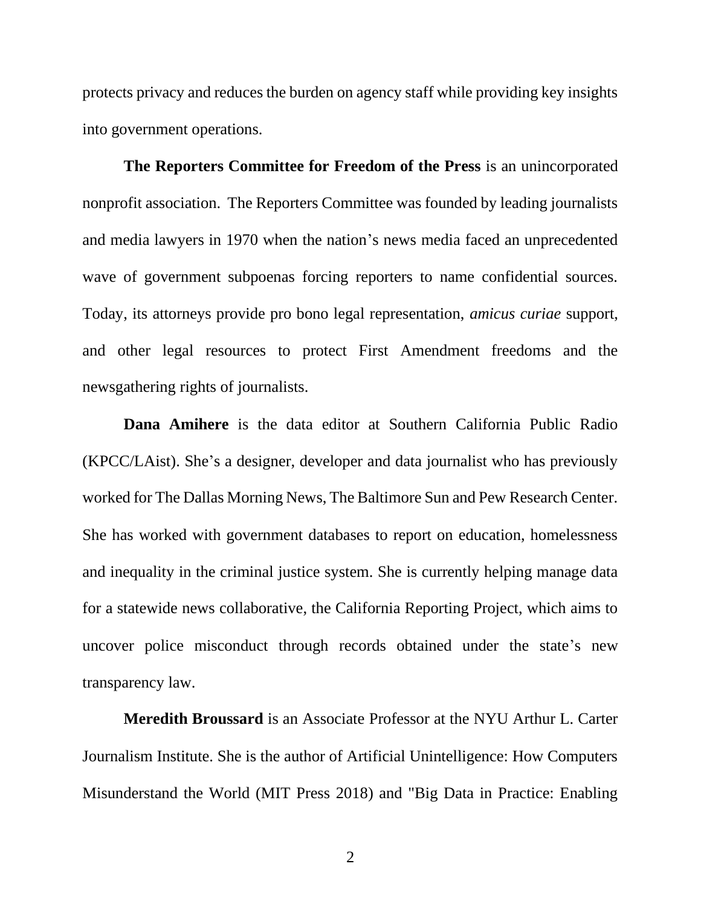protects privacy and reduces the burden on agency staff while providing key insights into government operations.

**The Reporters Committee for Freedom of the Press** is an unincorporated nonprofit association. The Reporters Committee was founded by leading journalists and media lawyers in 1970 when the nation's news media faced an unprecedented wave of government subpoenas forcing reporters to name confidential sources. Today, its attorneys provide pro bono legal representation, *amicus curiae* support, and other legal resources to protect First Amendment freedoms and the newsgathering rights of journalists.

**Dana Amihere** is the data editor at Southern California Public Radio (KPCC/LAist). She's a designer, developer and data journalist who has previously worked for The Dallas Morning News, The Baltimore Sun and Pew Research Center. She has worked with government databases to report on education, homelessness and inequality in the criminal justice system. She is currently helping manage data for a statewide news collaborative, the California Reporting Project, which aims to uncover police misconduct through records obtained under the state's new transparency law.

**Meredith Broussard** is an Associate Professor at the NYU Arthur L. Carter Journalism Institute. She is the author of Artificial Unintelligence: How Computers Misunderstand the World (MIT Press 2018) and "Big Data in Practice: Enabling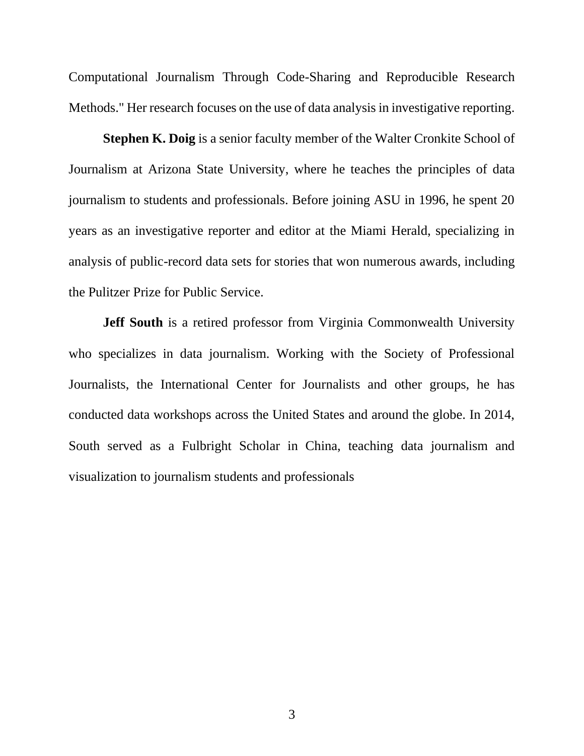Computational Journalism Through Code-Sharing and Reproducible Research Methods." Her research focuses on the use of data analysis in investigative reporting.

**Stephen K. Doig** is a senior faculty member of the Walter Cronkite School of Journalism at Arizona State University, where he teaches the principles of data journalism to students and professionals. Before joining ASU in 1996, he spent 20 years as an investigative reporter and editor at the Miami Herald, specializing in analysis of public-record data sets for stories that won numerous awards, including the Pulitzer Prize for Public Service.

**Jeff South** is a retired professor from Virginia Commonwealth University who specializes in data journalism. Working with the Society of Professional Journalists, the International Center for Journalists and other groups, he has conducted data workshops across the United States and around the globe. In 2014, South served as a Fulbright Scholar in China, teaching data journalism and visualization to journalism students and professionals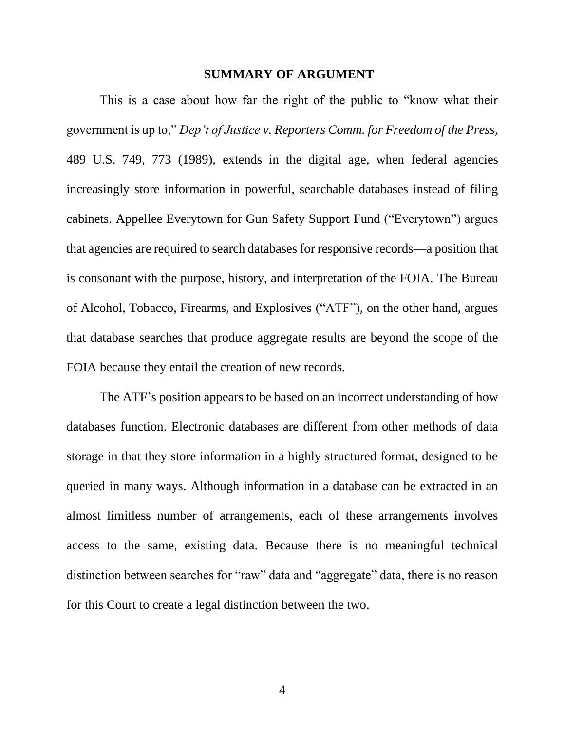## SUMMARY OF ARGUMENT

This is a case about how far the right of the public to "know what their government is up to," *Dep't of Justice v. Reporters Comm. for Freedom of the Press*, 489 U.S. 749, 773 (1989), extends in the digital age, when federal agencies increasingly store information in powerful, searchable databases instead of filing cabinets. Appellee Everytown for Gun Safety Support Fund ("Everytown") argues that agencies are required to search databases for responsive records—a position that is consonant with the purpose, history, and interpretation of the FOIA. The Bureau of Alcohol, Tobacco, Firearms, and Explosives ("ATF"), on the other hand, argues that database searches that produce aggregate results are beyond the scope of the FOIA because they entail the creation of new records.

The ATF's position appears to be based on an incorrect understanding of how databases function. Electronic databases are different from other methods of data storage in that they store information in a highly structured format, designed to be queried in many ways. Although information in a database can be extracted in an almost limitless number of arrangements, each of these arrangements involves access to the same, existing data. Because there is no meaningful technical distinction between searches for "raw" data and "aggregate" data, there is no reason for this Court to create a legal distinction between the two.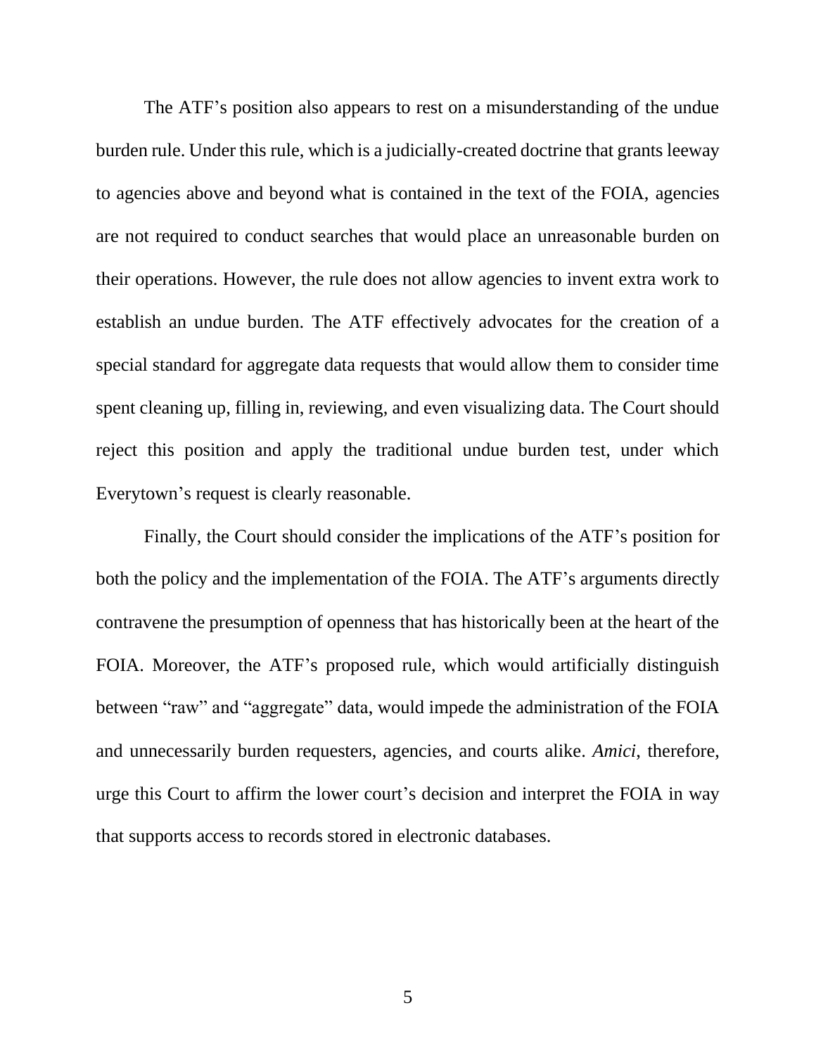The ATF's position also appears to rest on a misunderstanding of the undue burden rule. Under this rule, which is a judicially-created doctrine that grants leeway to agencies above and beyond what is contained in the text of the FOIA, agencies are not required to conduct searches that would place an unreasonable burden on their operations. However, the rule does not allow agencies to invent extra work to establish an undue burden. The ATF effectively advocates for the creation of a special standard for aggregate data requests that would allow them to consider time spent cleaning up, filling in, reviewing, and even visualizing data. The Court should reject this position and apply the traditional undue burden test, under which Everytown's request is clearly reasonable.

Finally, the Court should consider the implications of the ATF's position for both the policy and the implementation of the FOIA. The ATF's arguments directly contravene the presumption of openness that has historically been at the heart of the FOIA. Moreover, the ATF's proposed rule, which would artificially distinguish between "raw" and "aggregate" data, would impede the administration of the FOIA and unnecessarily burden requesters, agencies, and courts alike. *Amici*, therefore, urge this Court to affirm the lower court's decision and interpret the FOIA in way that supports access to records stored in electronic databases.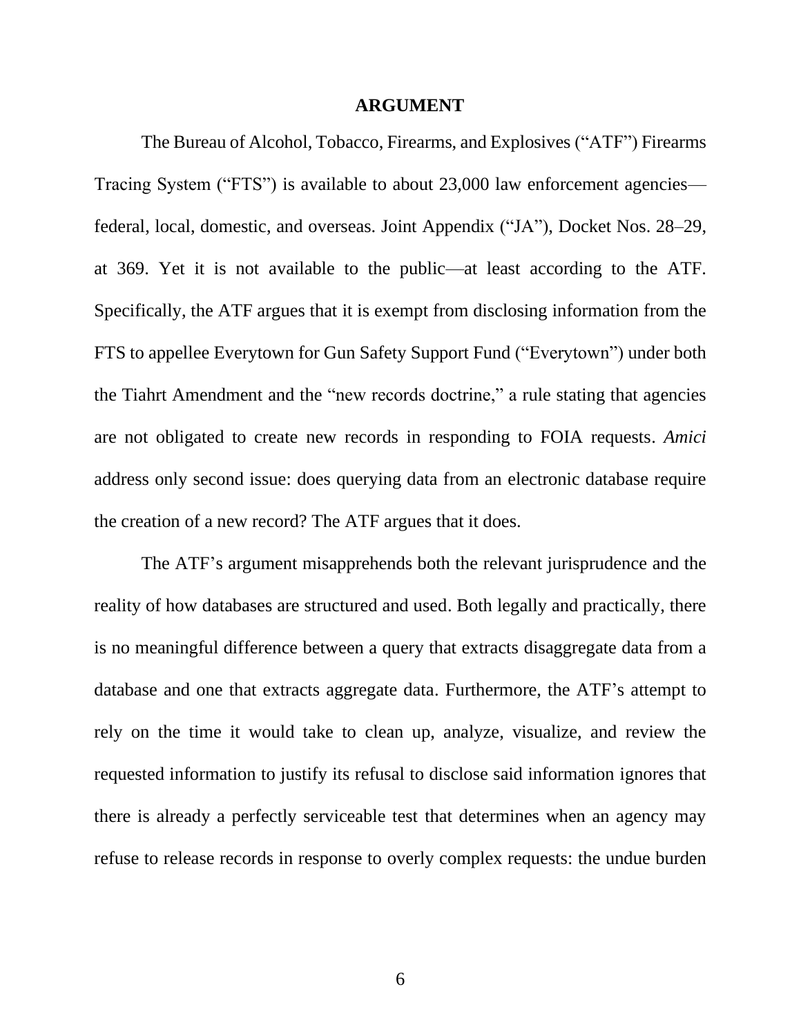## ARGUMENT

The Bureau of Alcohol, Tobacco, Firearms, and Explosives ("ATF") Firearms Tracing System ("FTS") is available to about 23,000 law enforcement agencies—federal, local, domestic, and overseas. Joint Appendix ("JA"), Docket Nos. 28–29, at 369. Yet it is not available to the public—at least according to the ATF. Specifically, the ATF argues that it is exempt from disclosing information from the FTS to appellee Everytown for Gun Safety Support Fund ("Everytown") under both the Tiahrt Amendment and the "new records doctrine," a rule stating that agencies are not obligated to create new records in responding to FOIA requests. *Amici* address only second issue: does querying data from an electronic database require the creation of a new record? The ATF argues that it does.

The ATF's argument misapprehends both the relevant jurisprudence and the reality of how databases are structured and used. Both legally and practically, there is no meaningful difference between a query that extracts disaggregate data from a database and one that extracts aggregate data. Furthermore, the ATF's attempt to rely on the time it would take to clean up, analyze, visualize, and review the requested information to justify its refusal to disclose said information ignores that there is already a perfectly serviceable test that determines when an agency may refuse to release records in response to overly complex requests: the undue burden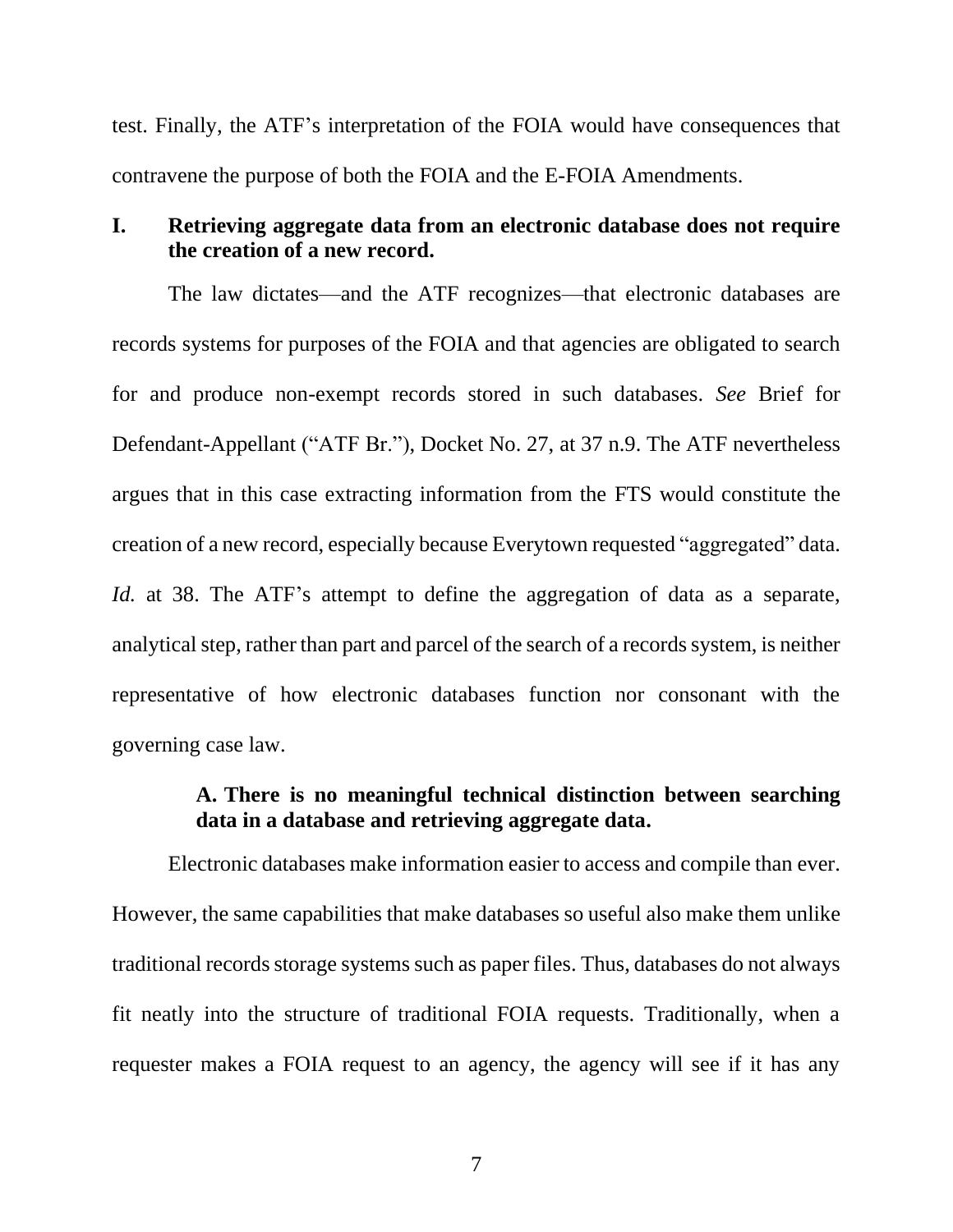test. Finally, the ATF's interpretation of the FOIA would have consequences that contravene the purpose of both the FOIA and the E-FOIA Amendments.

## I. Retrieving aggregate data from an electronic database does not require the creation of a new record.

The law dictates—and the ATF recognizes—that electronic databases are records systems for purposes of the FOIA and that agencies are obligated to search for and produce non-exempt records stored in such databases. *See* Brief for Defendant-Appellant ("ATF Br."), Docket No. 27, at 37 n.9. The ATF nevertheless argues that in this case extracting information from the FTS would constitute the creation of a new record, especially because Everytown requested "aggregated" data. *Id.* at 38. The ATF's attempt to define the aggregation of data as a separate, analytical step, rather than part and parcel of the search of a records system, is neither representative of how electronic databases function nor consonant with the governing case law.

### A. There is no meaningful technical distinction between searching data in a database and retrieving aggregate data.

Electronic databases make information easier to access and compile than ever. However, the same capabilities that make databases so useful also make them unlike traditional records storage systems such as paper files. Thus, databases do not always fit neatly into the structure of traditional FOIA requests. Traditionally, when a requester makes a FOIA request to an agency, the agency will see if it has any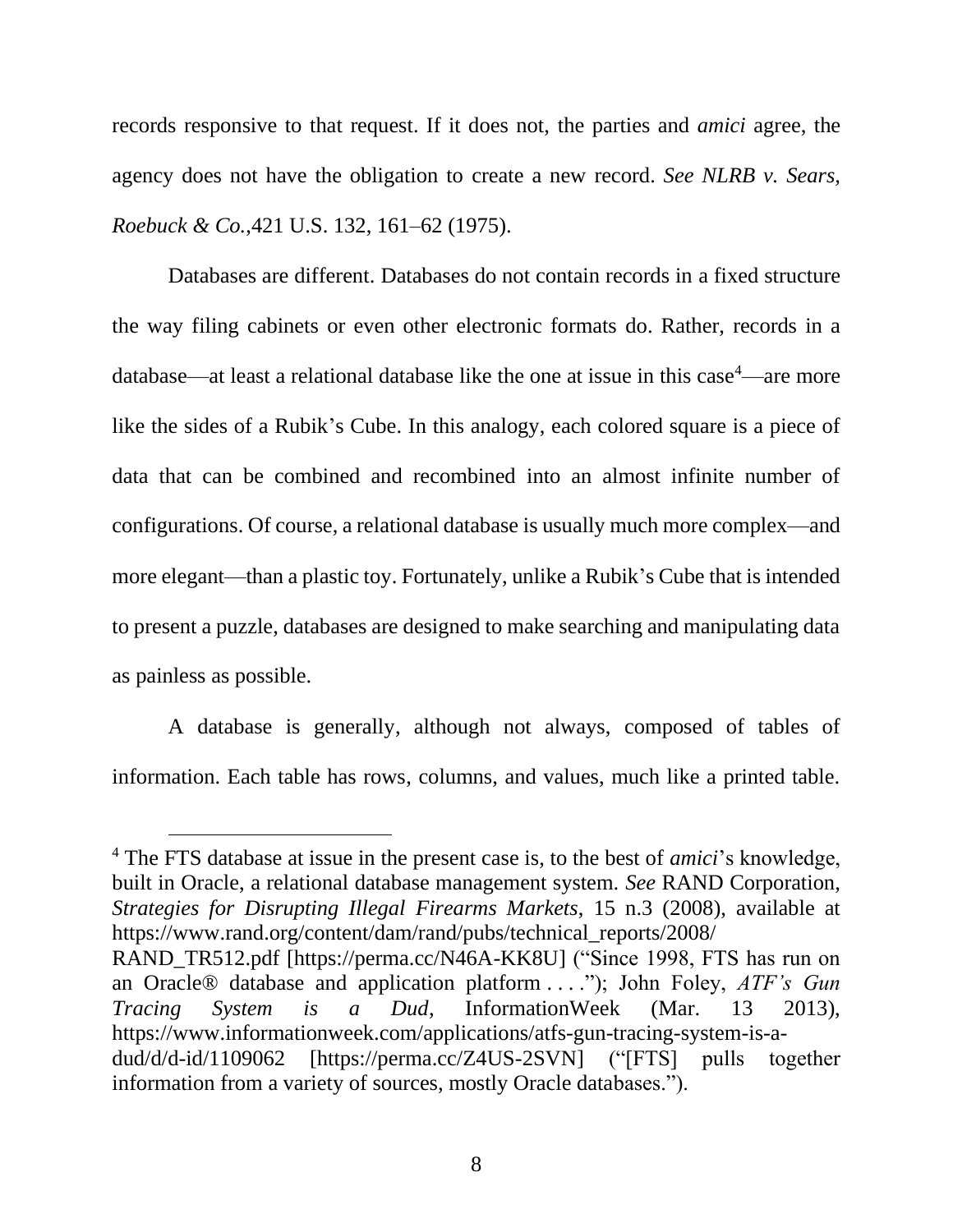records responsive to that request. If it does not, the parties and *amici* agree, the agency does not have the obligation to create a new record. *See NLRB v. Sears, Roebuck & Co.*,421 U.S. 132, 161–62 (1975).

Databases are different. Databases do not contain records in a fixed structure the way filing cabinets or even other electronic formats do. Rather, records in a database—at least a relational database like the one at issue in this case[4]—are more like the sides of a Rubik's Cube. In this analogy, each colored square is a piece of data that can be combined and recombined into an almost infinite number of configurations. Of course, a relational database is usually much more complex—and more elegant—than a plastic toy. Fortunately, unlike a Rubik's Cube that is intended to present a puzzle, databases are designed to make searching and manipulating data as painless as possible.

A database is generally, although not always, composed of tables of information. Each table has rows, columns, and values, much like a printed table.

---

[4] The FTS database at issue in the present case is, to the best of *amici*'s knowledge, built in Oracle, a relational database management system. *See* RAND Corporation, *Strategies for Disrupting Illegal Firearms Markets*, 15 n.3 (2008), available at https://www.rand.org/content/dam/rand/pubs/technical_reports/2008/RAND_TR512.pdf [https://perma.cc/N46A-KK8U] ("Since 1998, FTS has run on an Oracle® database and application platform . . . ."); John Foley, *ATF's Gun Tracing System is a Dud*, InformationWeek (Mar. 13 2013), https://www.informationweek.com/applications/atfs-gun-tracing-system-is-a-dud/d/d-id/1109062 [https://perma.cc/Z4US-2SVN] ("[FTS] pulls together information from a variety of sources, mostly Oracle databases.").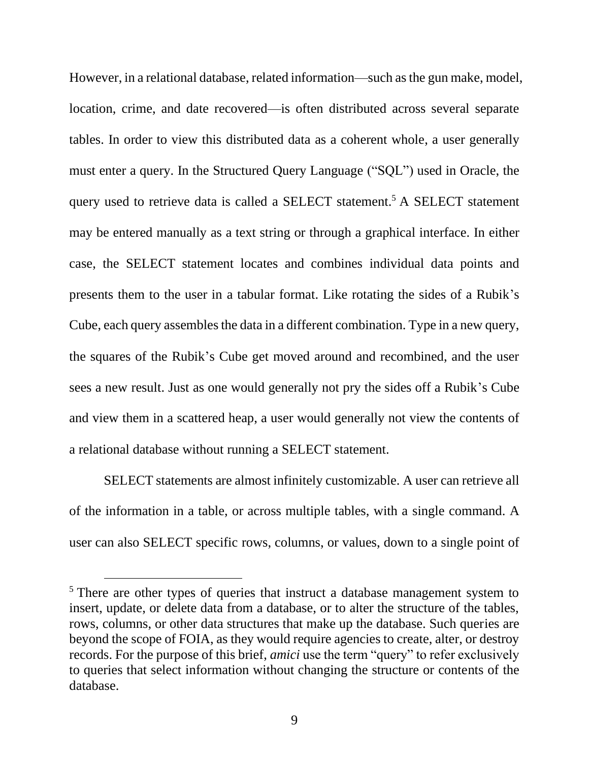However, in a relational database, related information—such as the gun make, model, location, crime, and date recovered—is often distributed across several separate tables. In order to view this distributed data as a coherent whole, a user generally must enter a query. In the Structured Query Language ("SQL") used in Oracle, the query used to retrieve data is called a SELECT statement.[5] A SELECT statement may be entered manually as a text string or through a graphical interface. In either case, the SELECT statement locates and combines individual data points and presents them to the user in a tabular format. Like rotating the sides of a Rubik's Cube, each query assembles the data in a different combination. Type in a new query, the squares of the Rubik's Cube get moved around and recombined, and the user sees a new result. Just as one would generally not pry the sides off a Rubik's Cube and view them in a scattered heap, a user would generally not view the contents of a relational database without running a SELECT statement.

SELECT statements are almost infinitely customizable. A user can retrieve all of the information in a table, or across multiple tables, with a single command. A user can also SELECT specific rows, columns, or values, down to a single point of

---

[5] There are other types of queries that instruct a database management system to insert, update, or delete data from a database, or to alter the structure of the tables, rows, columns, or other data structures that make up the database. Such queries are beyond the scope of FOIA, as they would require agencies to create, alter, or destroy records. For the purpose of this brief, *amici* use the term "query" to refer exclusively to queries that select information without changing the structure or contents of the database.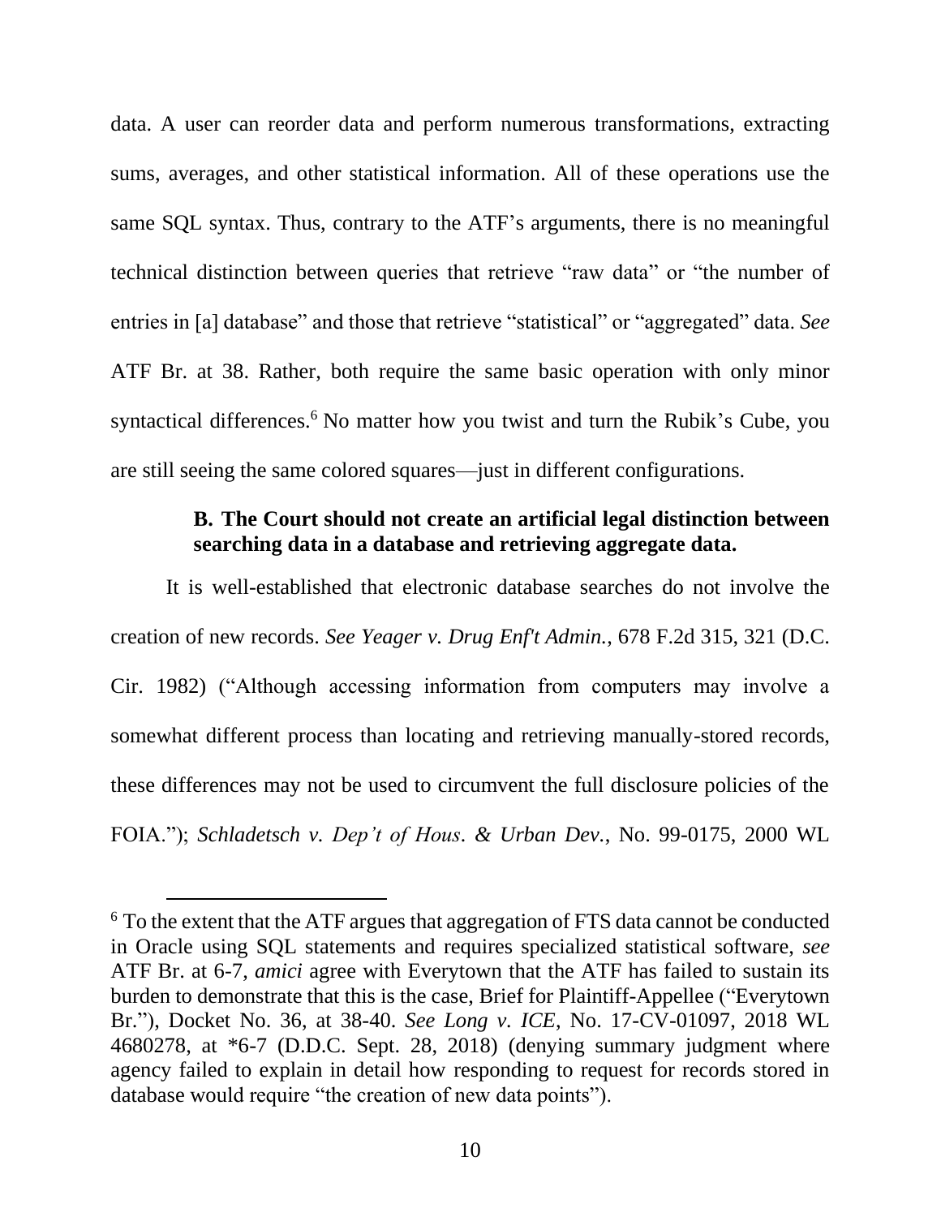data. A user can reorder data and perform numerous transformations, extracting sums, averages, and other statistical information. All of these operations use the same SQL syntax. Thus, contrary to the ATF's arguments, there is no meaningful technical distinction between queries that retrieve "raw data" or "the number of entries in [a] database" and those that retrieve "statistical" or "aggregated" data. *See* ATF Br. at 38. Rather, both require the same basic operation with only minor syntactical differences.[6] No matter how you twist and turn the Rubik's Cube, you are still seeing the same colored squares—just in different configurations.

### B. The Court should not create an artificial legal distinction between searching data in a database and retrieving aggregate data.

It is well-established that electronic database searches do not involve the creation of new records. *See Yeager v. Drug Enf't Admin.*, 678 F.2d 315, 321 (D.C. Cir. 1982) ("Although accessing information from computers may involve a somewhat different process than locating and retrieving manually-stored records, these differences may not be used to circumvent the full disclosure policies of the FOIA."); *Schladetsch v. Dep't of Hous. & Urban Dev.*, No. 99-0175, 2000 WL

---

[6] To the extent that the ATF argues that aggregation of FTS data cannot be conducted in Oracle using SQL statements and requires specialized statistical software, *see* ATF Br. at 6-7, *amici* agree with Everytown that the ATF has failed to sustain its burden to demonstrate that this is the case, Brief for Plaintiff-Appellee ("Everytown Br."), Docket No. 36, at 38-40. *See Long v. ICE*, No. 17-CV-01097, 2018 WL 4680278, at *6-7 (D.D.C. Sept. 28, 2018) (denying summary judgment where agency failed to explain in detail how responding to request for records stored in database would require "the creation of new data points").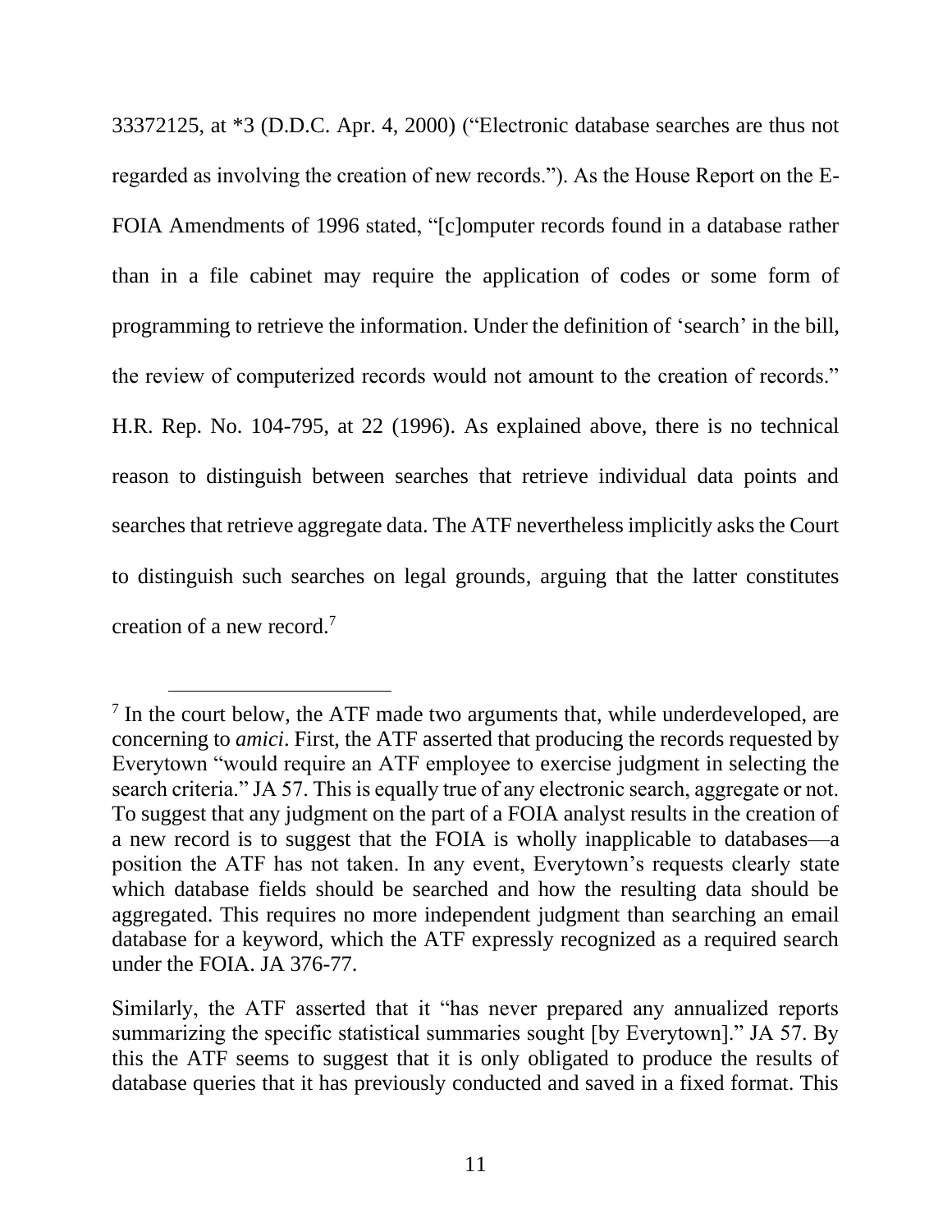33372125, at *3 (D.D.C. Apr. 4, 2000) ("Electronic database searches are thus not regarded as involving the creation of new records."). As the House Report on the E-FOIA Amendments of 1996 stated, "[c]omputer records found in a database rather than in a file cabinet may require the application of codes or some form of programming to retrieve the information. Under the definition of 'search' in the bill, the review of computerized records would not amount to the creation of records." H.R. Rep. No. 104-795, at 22 (1996). As explained above, there is no technical reason to distinguish between searches that retrieve individual data points and searches that retrieve aggregate data. The ATF nevertheless implicitly asks the Court to distinguish such searches on legal grounds, arguing that the latter constitutes creation of a new record.[7]

---

[7] In the court below, the ATF made two arguments that, while underdeveloped, are concerning to *amici*. First, the ATF asserted that producing the records requested by Everytown "would require an ATF employee to exercise judgment in selecting the search criteria." JA 57. This is equally true of any electronic search, aggregate or not. To suggest that any judgment on the part of a FOIA analyst results in the creation of a new record is to suggest that the FOIA is wholly inapplicable to databases—a position the ATF has not taken. In any event, Everytown's requests clearly state which database fields should be searched and how the resulting data should be aggregated. This requires no more independent judgment than searching an email database for a keyword, which the ATF expressly recognized as a required search under the FOIA. JA 376-77.

Similarly, the ATF asserted that it "has never prepared any annualized reports summarizing the specific statistical summaries sought [by Everytown]." JA 57. By this the ATF seems to suggest that it is only obligated to produce the results of database queries that it has previously conducted and saved in a fixed format. This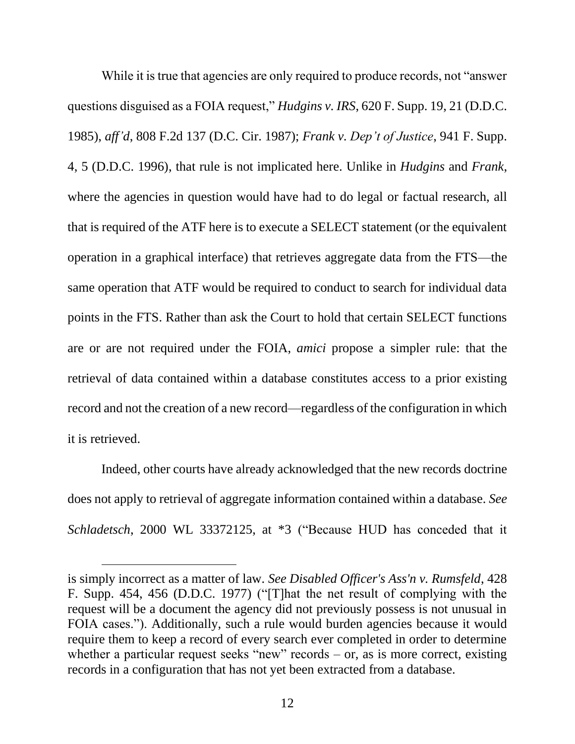While it is true that agencies are only required to produce records, not "answer questions disguised as a FOIA request," *Hudgins v. IRS*, 620 F. Supp. 19, 21 (D.D.C. 1985), *aff'd*, 808 F.2d 137 (D.C. Cir. 1987); *Frank v. Dep't of Justice*, 941 F. Supp. 4, 5 (D.D.C. 1996), that rule is not implicated here. Unlike in *Hudgins* and *Frank*, where the agencies in question would have had to do legal or factual research, all that is required of the ATF here is to execute a SELECT statement (or the equivalent operation in a graphical interface) that retrieves aggregate data from the FTS—the same operation that ATF would be required to conduct to search for individual data points in the FTS. Rather than ask the Court to hold that certain SELECT functions are or are not required under the FOIA, *amici* propose a simpler rule: that the retrieval of data contained within a database constitutes access to a prior existing record and not the creation of a new record—regardless of the configuration in which it is retrieved.

Indeed, other courts have already acknowledged that the new records doctrine does not apply to retrieval of aggregate information contained within a database. *See Schladetsch*, 2000 WL 33372125, at *3 ("Because HUD has conceded that it

---

is simply incorrect as a matter of law. *See Disabled Officer's Ass'n v. Rumsfeld*, 428 F. Supp. 454, 456 (D.D.C. 1977) ("[T]hat the net result of complying with the request will be a document the agency did not previously possess is not unusual in FOIA cases."). Additionally, such a rule would burden agencies because it would require them to keep a record of every search ever completed in order to determine whether a particular request seeks "new" records – or, as is more correct, existing records in a configuration that has not yet been extracted from a database.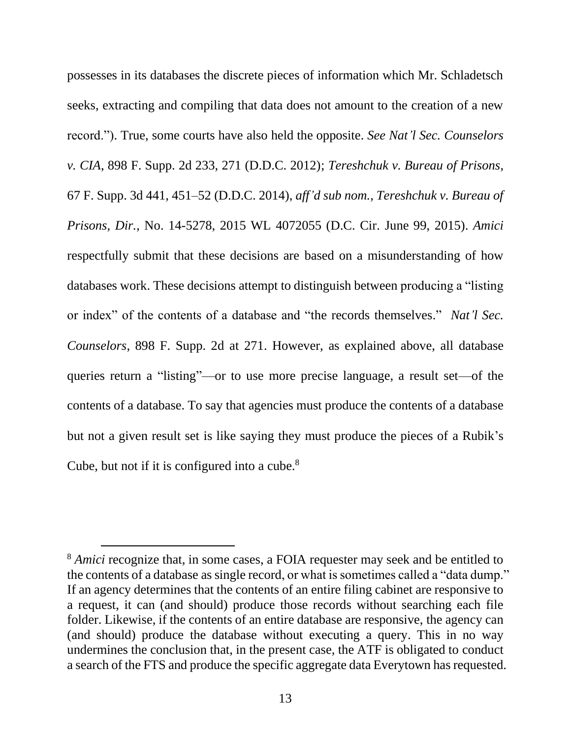possesses in its databases the discrete pieces of information which Mr. Schladetsch seeks, extracting and compiling that data does not amount to the creation of a new record."). True, some courts have also held the opposite. *See Nat'l Sec. Counselors v. CIA*, 898 F. Supp. 2d 233, 271 (D.D.C. 2012); *Tereshchuk v. Bureau of Prisons*, 67 F. Supp. 3d 441, 451–52 (D.D.C. 2014), *aff'd sub nom., Tereshchuk v. Bureau of Prisons, Dir.*, No. 14-5278, 2015 WL 4072055 (D.C. Cir. June 99, 2015). *Amici* respectfully submit that these decisions are based on a misunderstanding of how databases work. These decisions attempt to distinguish between producing a "listing or index" of the contents of a database and "the records themselves." *Nat'l Sec. Counselors*, 898 F. Supp. 2d at 271. However, as explained above, all database queries return a "listing"—or to use more precise language, a result set—of the contents of a database. To say that agencies must produce the contents of a database but not a given result set is like saying they must produce the pieces of a Rubik's Cube, but not if it is configured into a cube.[8]

---

[8] *Amici* recognize that, in some cases, a FOIA requester may seek and be entitled to the contents of a database as single record, or what is sometimes called a "data dump." If an agency determines that the contents of an entire filing cabinet are responsive to a request, it can (and should) produce those records without searching each file folder. Likewise, if the contents of an entire database are responsive, the agency can (and should) produce the database without executing a query. This in no way undermines the conclusion that, in the present case, the ATF is obligated to conduct a search of the FTS and produce the specific aggregate data Everytown has requested.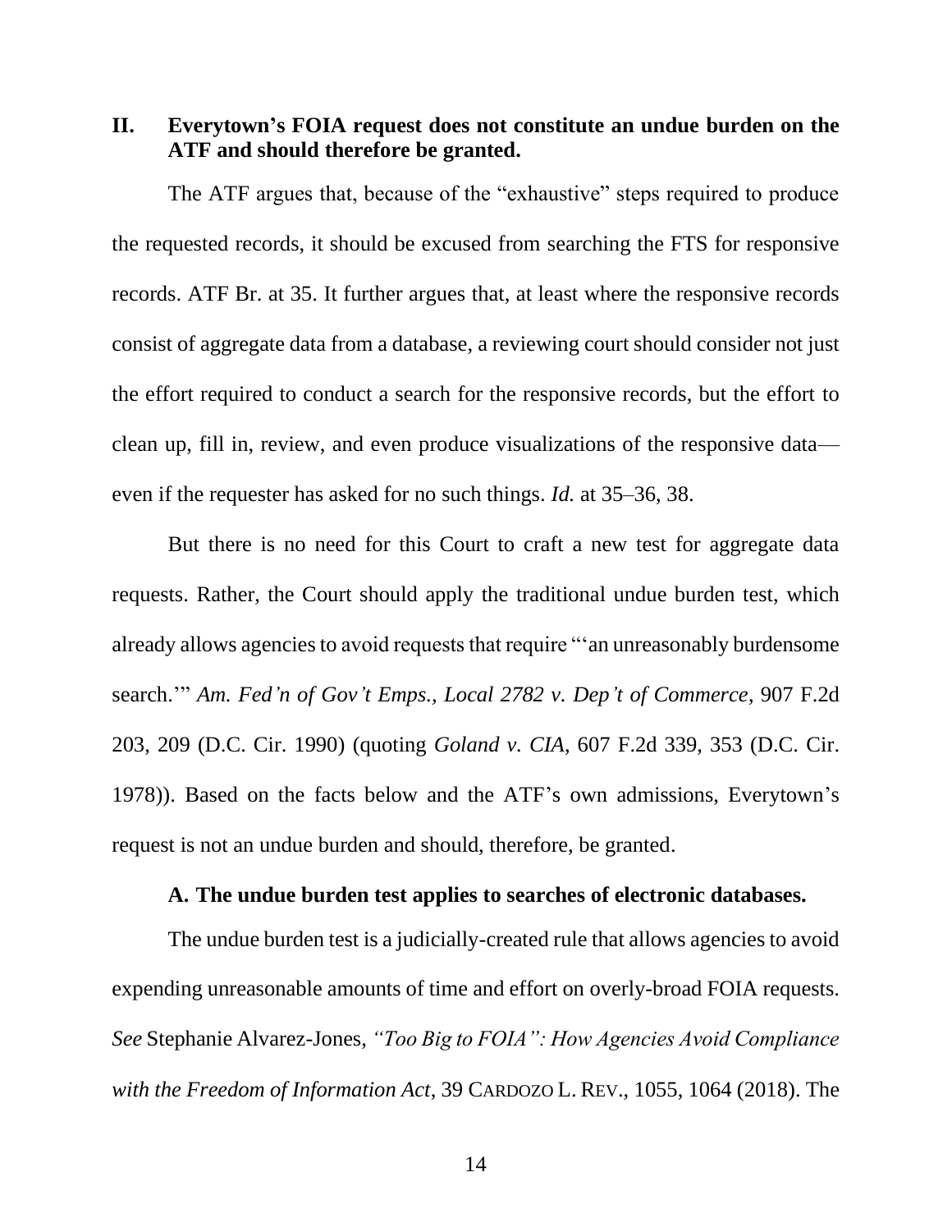## II. Everytown's FOIA request does not constitute an undue burden on the ATF and should therefore be granted.

The ATF argues that, because of the "exhaustive" steps required to produce the requested records, it should be excused from searching the FTS for responsive records. ATF Br. at 35. It further argues that, at least where the responsive records consist of aggregate data from a database, a reviewing court should consider not just the effort required to conduct a search for the responsive records, but the effort to clean up, fill in, review, and even produce visualizations of the responsive data—even if the requester has asked for no such things. *Id.* at 35–36, 38.

But there is no need for this Court to craft a new test for aggregate data requests. Rather, the Court should apply the traditional undue burden test, which already allows agencies to avoid requests that require "'an unreasonably burdensome search.'" *Am. Fed'n of Gov't Emps., Local 2782 v. Dep't of Commerce*, 907 F.2d 203, 209 (D.C. Cir. 1990) (quoting *Goland v. CIA*, 607 F.2d 339, 353 (D.C. Cir. 1978)). Based on the facts below and the ATF's own admissions, Everytown's request is not an undue burden and should, therefore, be granted.

### A. The undue burden test applies to searches of electronic databases.

The undue burden test is a judicially-created rule that allows agencies to avoid expending unreasonable amounts of time and effort on overly-broad FOIA requests. *See* Stephanie Alvarez-Jones, *"Too Big to FOIA": How Agencies Avoid Compliance with the Freedom of Information Act*, 39 CARDOZO L. REV., 1055, 1064 (2018). The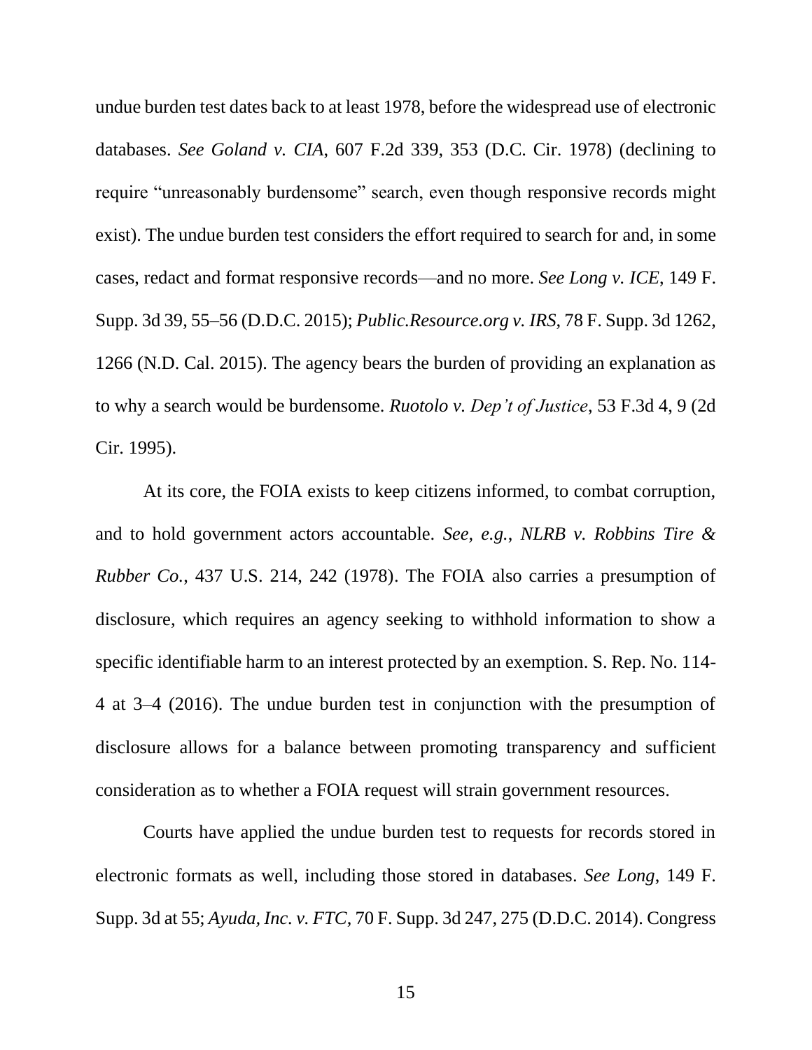undue burden test dates back to at least 1978, before the widespread use of electronic databases. *See Goland v. CIA*, 607 F.2d 339, 353 (D.C. Cir. 1978) (declining to require "unreasonably burdensome" search, even though responsive records might exist). The undue burden test considers the effort required to search for and, in some cases, redact and format responsive records—and no more. *See Long v. ICE*, 149 F. Supp. 3d 39, 55–56 (D.D.C. 2015); *Public.Resource.org v. IRS*, 78 F. Supp. 3d 1262, 1266 (N.D. Cal. 2015). The agency bears the burden of providing an explanation as to why a search would be burdensome. *Ruotolo v. Dep't of Justice*, 53 F.3d 4, 9 (2d Cir. 1995).

At its core, the FOIA exists to keep citizens informed, to combat corruption, and to hold government actors accountable. *See, e.g.*, *NLRB v. Robbins Tire & Rubber Co.*, 437 U.S. 214, 242 (1978). The FOIA also carries a presumption of disclosure, which requires an agency seeking to withhold information to show a specific identifiable harm to an interest protected by an exemption. S. Rep. No. 114-4 at 3–4 (2016). The undue burden test in conjunction with the presumption of disclosure allows for a balance between promoting transparency and sufficient consideration as to whether a FOIA request will strain government resources.

Courts have applied the undue burden test to requests for records stored in electronic formats as well, including those stored in databases. *See Long*, 149 F. Supp. 3d at 55; *Ayuda, Inc. v. FTC*, 70 F. Supp. 3d 247, 275 (D.D.C. 2014). Congress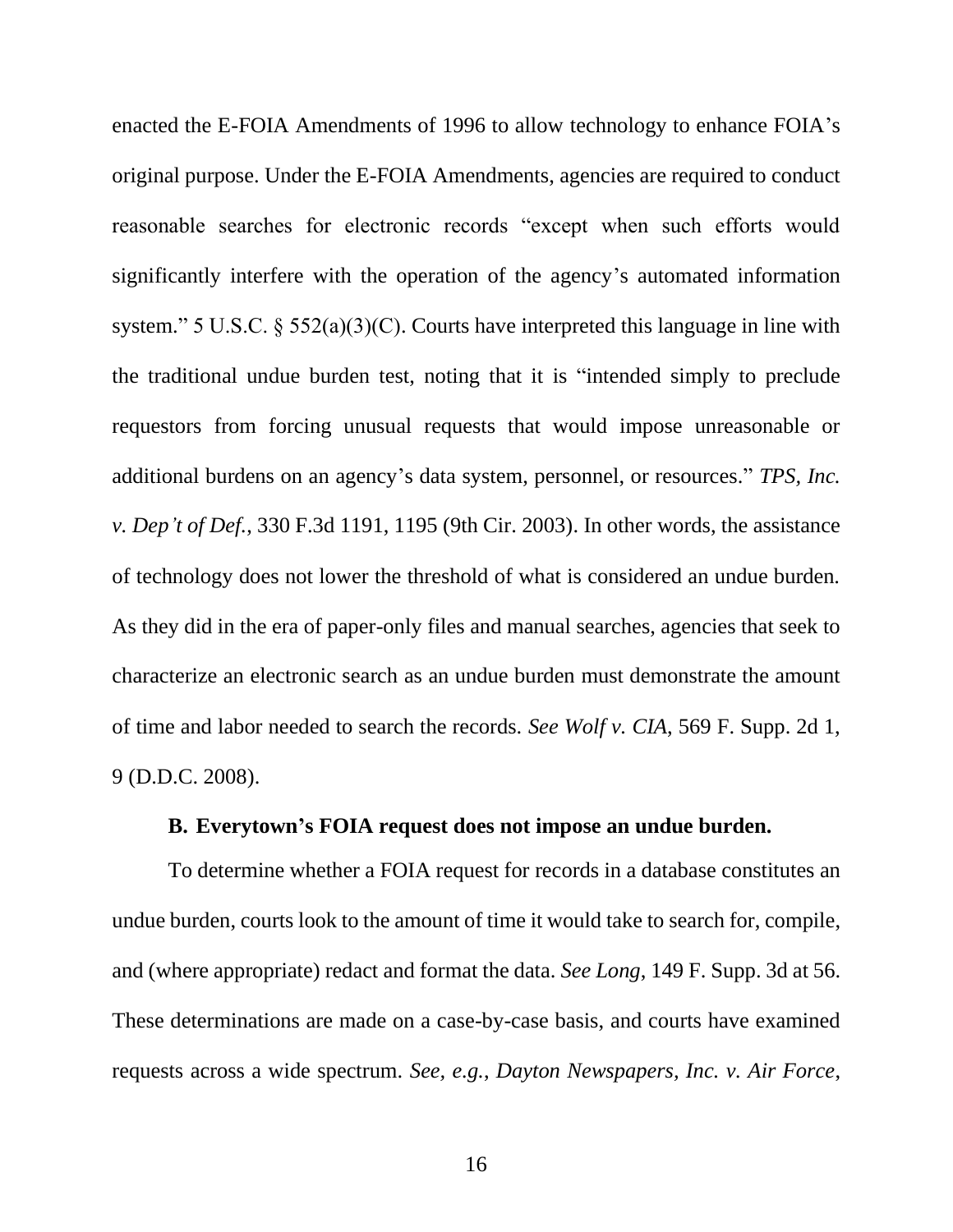enacted the E-FOIA Amendments of 1996 to allow technology to enhance FOIA's original purpose. Under the E-FOIA Amendments, agencies are required to conduct reasonable searches for electronic records "except when such efforts would significantly interfere with the operation of the agency's automated information system." 5 U.S.C. § 552(a)(3)(C). Courts have interpreted this language in line with the traditional undue burden test, noting that it is "intended simply to preclude requestors from forcing unusual requests that would impose unreasonable or additional burdens on an agency's data system, personnel, or resources." *TPS, Inc. v. Dep't of Def.*, 330 F.3d 1191, 1195 (9th Cir. 2003). In other words, the assistance of technology does not lower the threshold of what is considered an undue burden. As they did in the era of paper-only files and manual searches, agencies that seek to characterize an electronic search as an undue burden must demonstrate the amount of time and labor needed to search the records. *See Wolf v. CIA*, 569 F. Supp. 2d 1, 9 (D.D.C. 2008).

### B. Everytown's FOIA request does not impose an undue burden.

To determine whether a FOIA request for records in a database constitutes an undue burden, courts look to the amount of time it would take to search for, compile, and (where appropriate) redact and format the data. *See Long*, 149 F. Supp. 3d at 56. These determinations are made on a case-by-case basis, and courts have examined requests across a wide spectrum. *See, e.g.*, *Dayton Newspapers, Inc. v. Air Force*,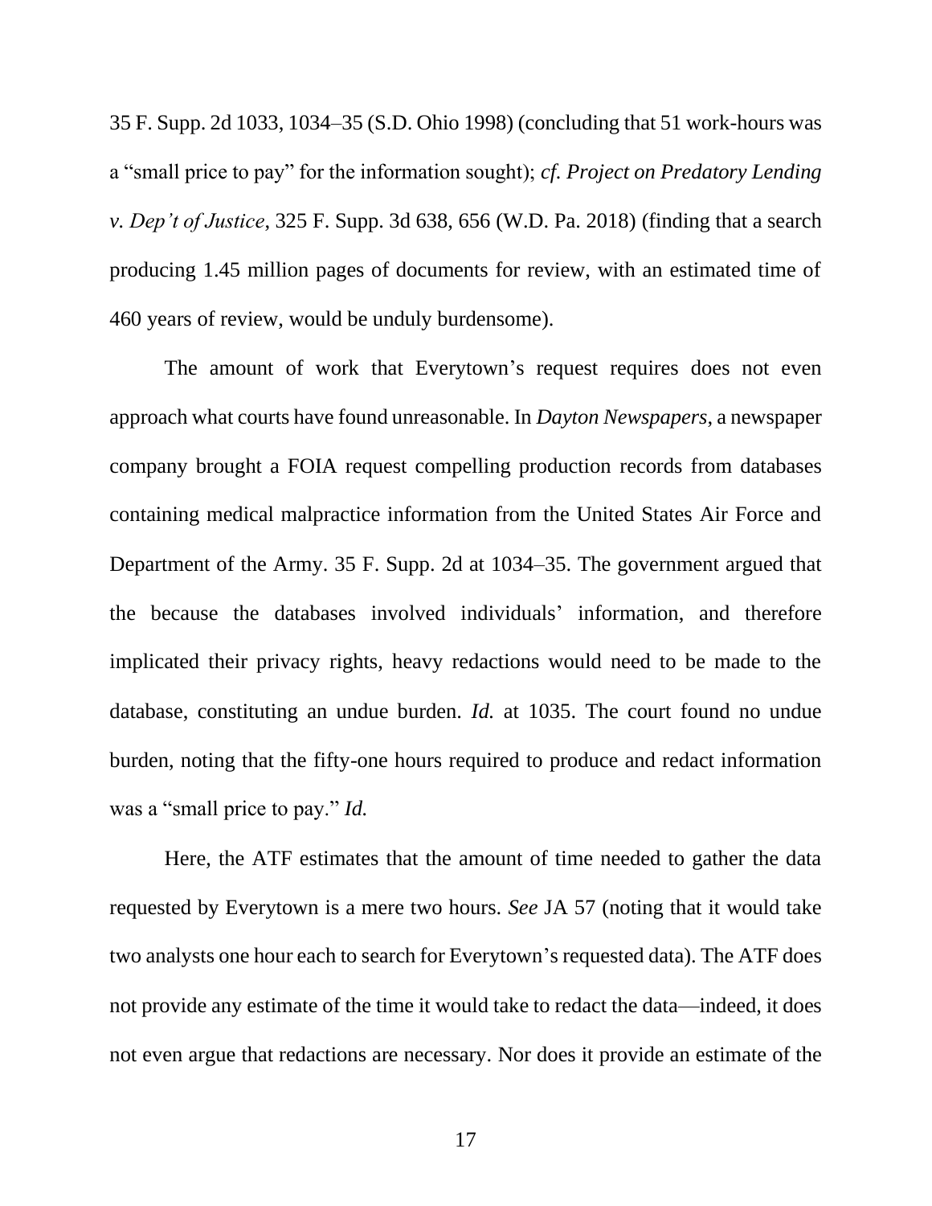35 F. Supp. 2d 1033, 1034–35 (S.D. Ohio 1998) (concluding that 51 work-hours was a "small price to pay" for the information sought); *cf. Project on Predatory Lending v. Dep't of Justice*, 325 F. Supp. 3d 638, 656 (W.D. Pa. 2018) (finding that a search producing 1.45 million pages of documents for review, with an estimated time of 460 years of review, would be unduly burdensome).

The amount of work that Everytown's request requires does not even approach what courts have found unreasonable. In *Dayton Newspapers*, a newspaper company brought a FOIA request compelling production records from databases containing medical malpractice information from the United States Air Force and Department of the Army. 35 F. Supp. 2d at 1034–35. The government argued that the because the databases involved individuals' information, and therefore implicated their privacy rights, heavy redactions would need to be made to the database, constituting an undue burden. *Id.* at 1035. The court found no undue burden, noting that the fifty-one hours required to produce and redact information was a "small price to pay." *Id.*

Here, the ATF estimates that the amount of time needed to gather the data requested by Everytown is a mere two hours. *See* JA 57 (noting that it would take two analysts one hour each to search for Everytown's requested data). The ATF does not provide any estimate of the time it would take to redact the data—indeed, it does not even argue that redactions are necessary. Nor does it provide an estimate of the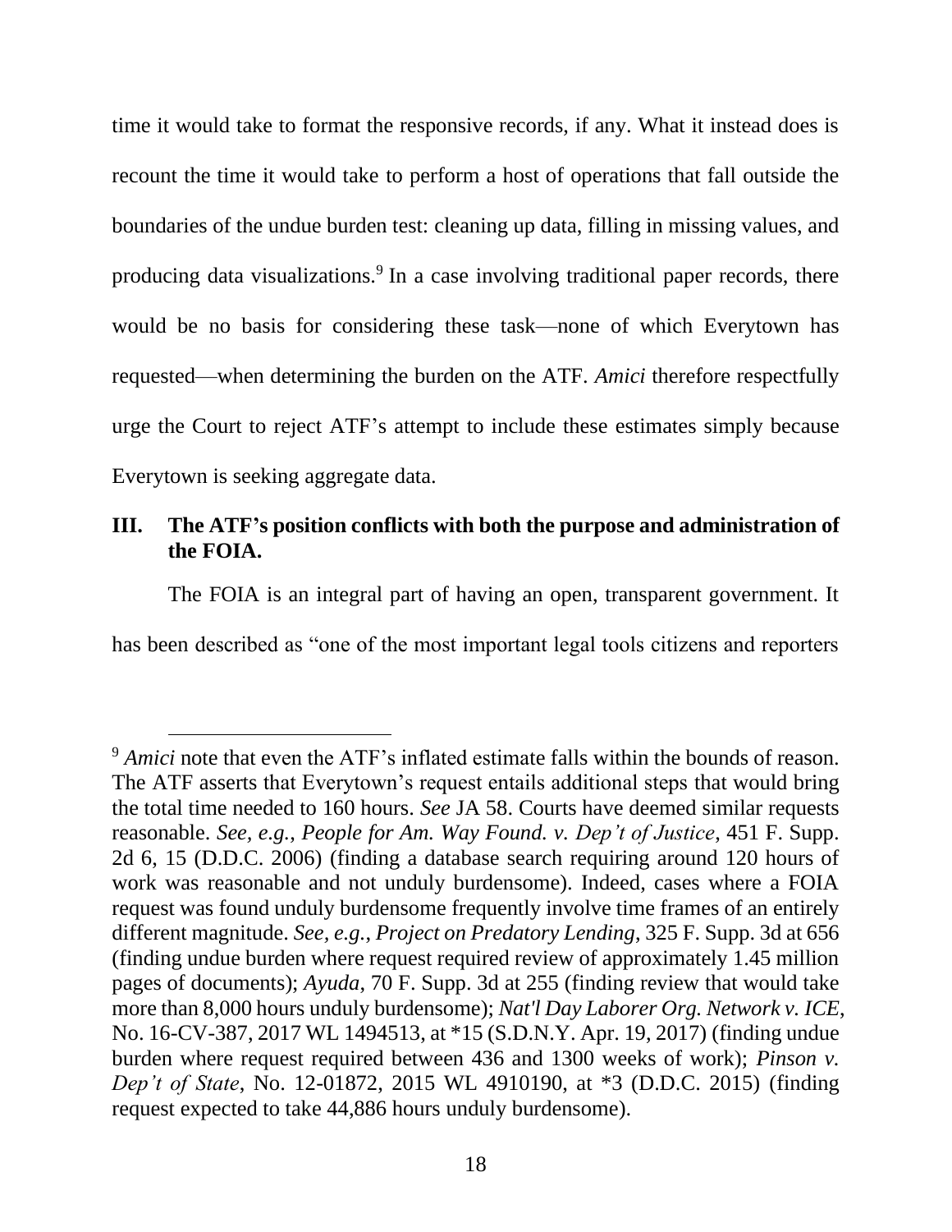time it would take to format the responsive records, if any. What it instead does is recount the time it would take to perform a host of operations that fall outside the boundaries of the undue burden test: cleaning up data, filling in missing values, and producing data visualizations.[9] In a case involving traditional paper records, there would be no basis for considering these task—none of which Everytown has requested—when determining the burden on the ATF. *Amici* therefore respectfully urge the Court to reject ATF's attempt to include these estimates simply because Everytown is seeking aggregate data.

## III. The ATF's position conflicts with both the purpose and administration of the FOIA.

The FOIA is an integral part of having an open, transparent government. It has been described as "one of the most important legal tools citizens and reporters

---

[9] *Amici* note that even the ATF's inflated estimate falls within the bounds of reason. The ATF asserts that Everytown's request entails additional steps that would bring the total time needed to 160 hours. *See* JA 58. Courts have deemed similar requests reasonable. *See, e.g.*, *People for Am. Way Found. v. Dep't of Justice*, 451 F. Supp. 2d 6, 15 (D.D.C. 2006) (finding a database search requiring around 120 hours of work was reasonable and not unduly burdensome). Indeed, cases where a FOIA request was found unduly burdensome frequently involve time frames of an entirely different magnitude. *See, e.g.*, *Project on Predatory Lending*, 325 F. Supp. 3d at 656 (finding undue burden where request required review of approximately 1.45 million pages of documents); *Ayuda*, 70 F. Supp. 3d at 255 (finding review that would take more than 8,000 hours unduly burdensome); *Nat'l Day Laborer Org. Network v. ICE*, No. 16-CV-387, 2017 WL 1494513, at *15 (S.D.N.Y. Apr. 19, 2017) (finding undue burden where request required between 436 and 1300 weeks of work); *Pinson v. Dep't of State*, No. 12-01872, 2015 WL 4910190, at *3 (D.D.C. 2015) (finding request expected to take 44,886 hours unduly burdensome).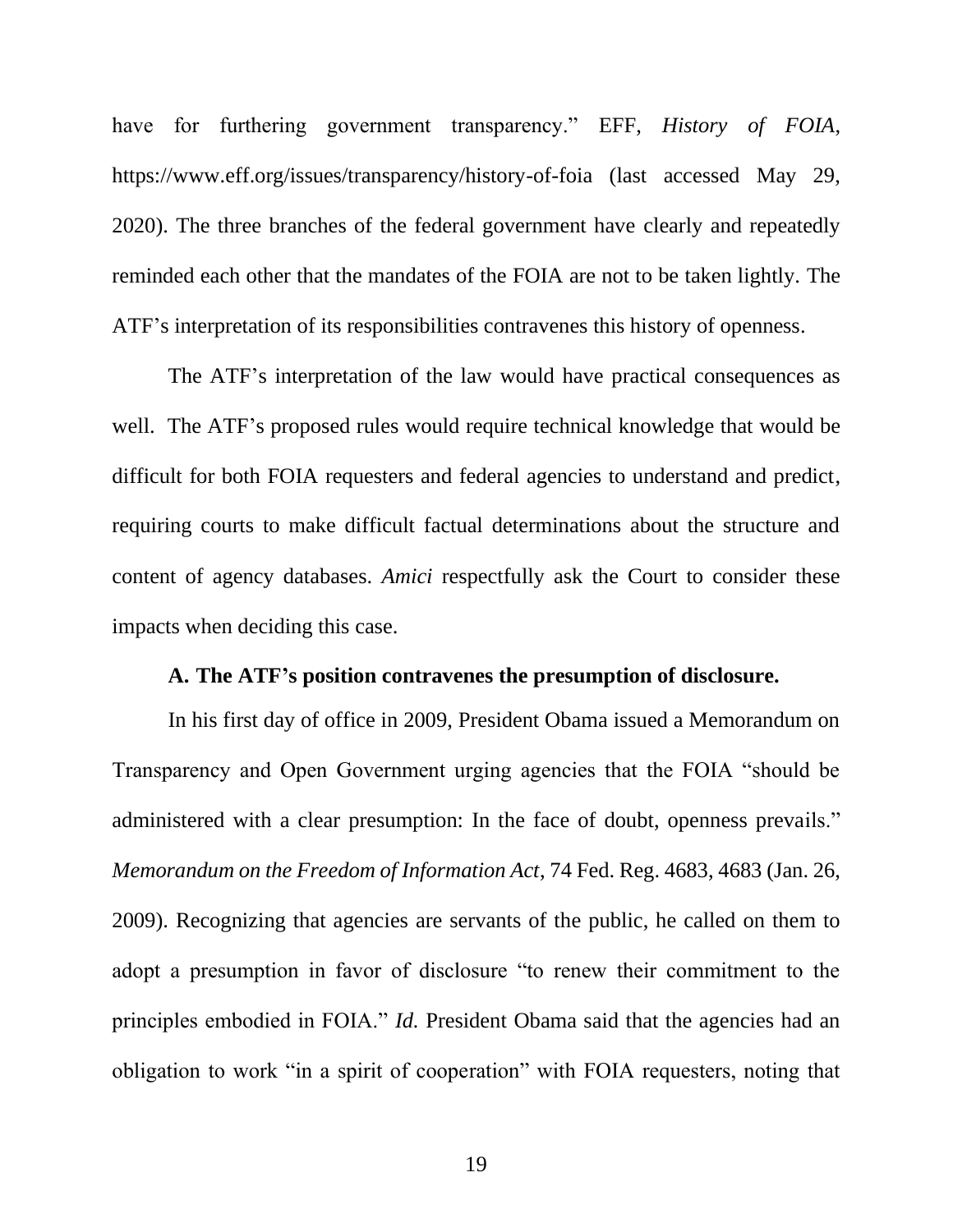have for furthering government transparency." EFF, *History of FOIA*, https://www.eff.org/issues/transparency/history-of-foia (last accessed May 29, 2020). The three branches of the federal government have clearly and repeatedly reminded each other that the mandates of the FOIA are not to be taken lightly. The ATF's interpretation of its responsibilities contravenes this history of openness.

The ATF's interpretation of the law would have practical consequences as well. The ATF's proposed rules would require technical knowledge that would be difficult for both FOIA requesters and federal agencies to understand and predict, requiring courts to make difficult factual determinations about the structure and content of agency databases. *Amici* respectfully ask the Court to consider these impacts when deciding this case.

### A. The ATF's position contravenes the presumption of disclosure.

In his first day of office in 2009, President Obama issued a Memorandum on Transparency and Open Government urging agencies that the FOIA "should be administered with a clear presumption: In the face of doubt, openness prevails." *Memorandum on the Freedom of Information Act*, 74 Fed. Reg. 4683, 4683 (Jan. 26, 2009). Recognizing that agencies are servants of the public, he called on them to adopt a presumption in favor of disclosure "to renew their commitment to the principles embodied in FOIA." *Id.* President Obama said that the agencies had an obligation to work "in a spirit of cooperation" with FOIA requesters, noting that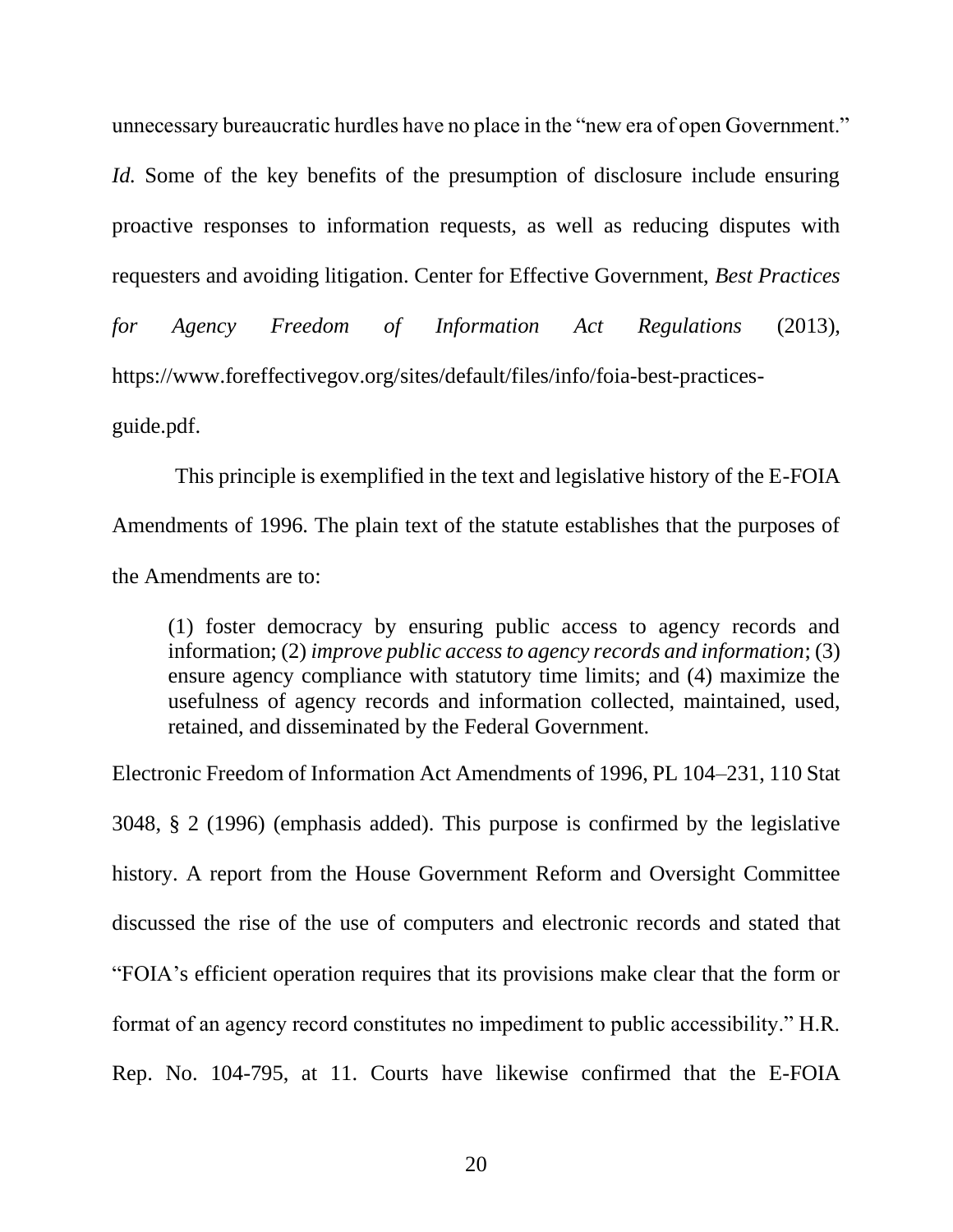unnecessary bureaucratic hurdles have no place in the "new era of open Government." *Id.* Some of the key benefits of the presumption of disclosure include ensuring proactive responses to information requests, as well as reducing disputes with requesters and avoiding litigation. Center for Effective Government, *Best Practices for Agency Freedom of Information Act Regulations* (2013), https://www.foreffectivegov.org/sites/default/files/info/foia-best-practices-guide.pdf.

This principle is exemplified in the text and legislative history of the E-FOIA Amendments of 1996. The plain text of the statute establishes that the purposes of the Amendments are to:

> (1) foster democracy by ensuring public access to agency records and information; (2) *improve public access to agency records and information*; (3) ensure agency compliance with statutory time limits; and (4) maximize the usefulness of agency records and information collected, maintained, used, retained, and disseminated by the Federal Government.

Electronic Freedom of Information Act Amendments of 1996, PL 104–231, 110 Stat 3048, § 2 (1996) (emphasis added). This purpose is confirmed by the legislative history. A report from the House Government Reform and Oversight Committee discussed the rise of the use of computers and electronic records and stated that "FOIA's efficient operation requires that its provisions make clear that the form or format of an agency record constitutes no impediment to public accessibility." H.R. Rep. No. 104-795, at 11. Courts have likewise confirmed that the E-FOIA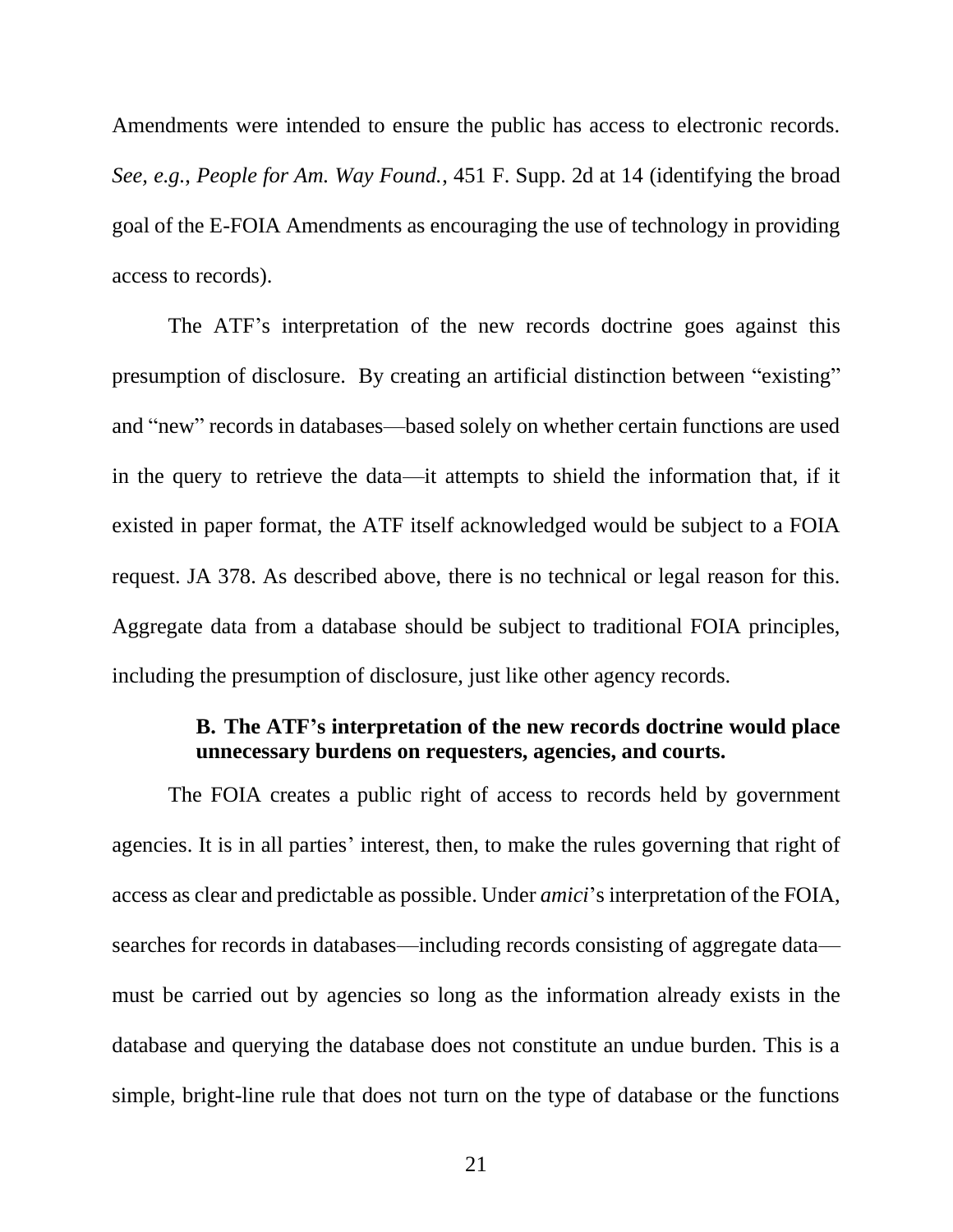Amendments were intended to ensure the public has access to electronic records. *See, e.g.*, *People for Am. Way Found.*, 451 F. Supp. 2d at 14 (identifying the broad goal of the E-FOIA Amendments as encouraging the use of technology in providing access to records).

The ATF's interpretation of the new records doctrine goes against this presumption of disclosure. By creating an artificial distinction between "existing" and "new" records in databases—based solely on whether certain functions are used in the query to retrieve the data—it attempts to shield the information that, if it existed in paper format, the ATF itself acknowledged would be subject to a FOIA request. JA 378. As described above, there is no technical or legal reason for this. Aggregate data from a database should be subject to traditional FOIA principles, including the presumption of disclosure, just like other agency records.

### B. The ATF's interpretation of the new records doctrine would place unnecessary burdens on requesters, agencies, and courts.

The FOIA creates a public right of access to records held by government agencies. It is in all parties' interest, then, to make the rules governing that right of access as clear and predictable as possible. Under *amici*'s interpretation of the FOIA, searches for records in databases—including records consisting of aggregate data—must be carried out by agencies so long as the information already exists in the database and querying the database does not constitute an undue burden. This is a simple, bright-line rule that does not turn on the type of database or the functions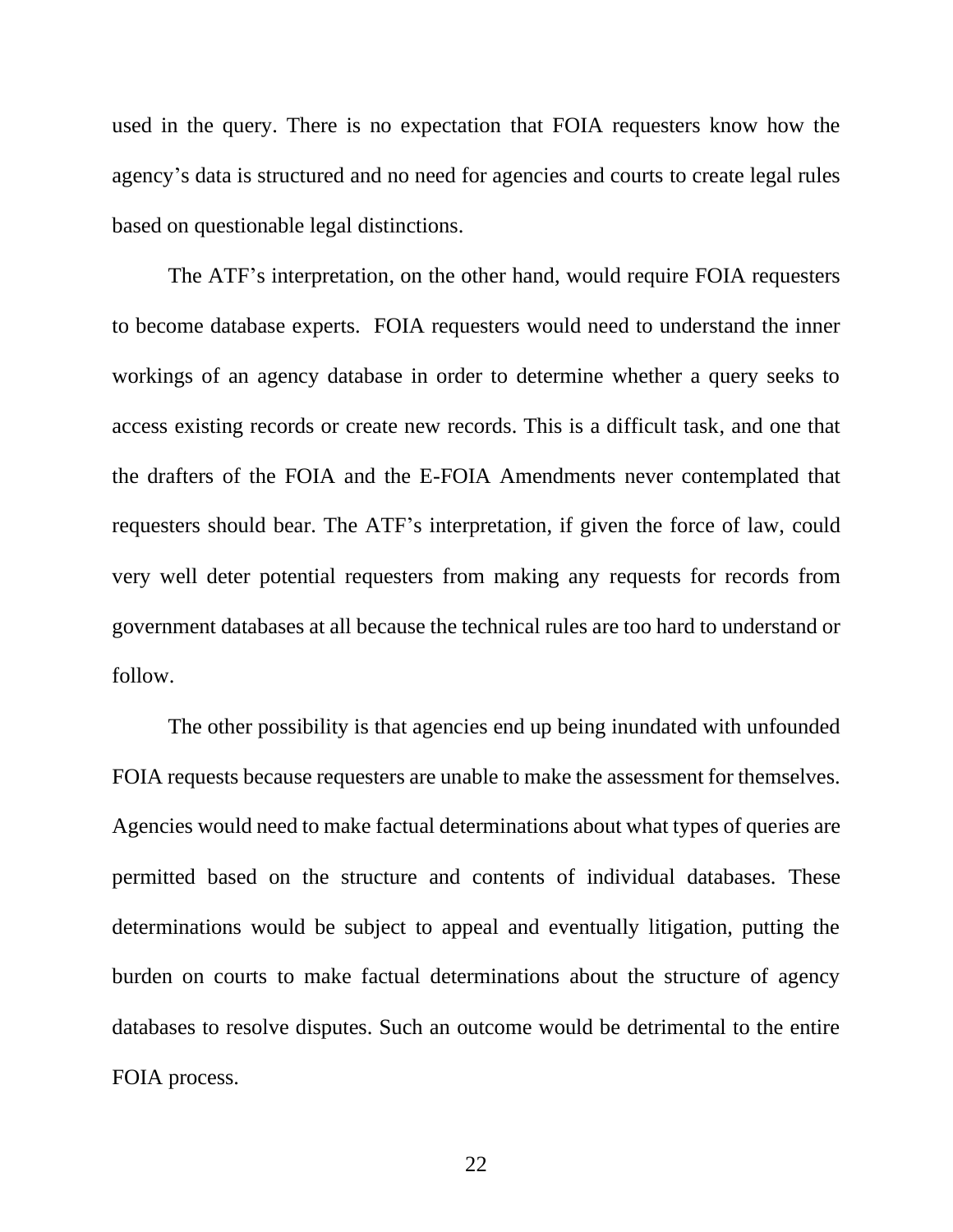used in the query. There is no expectation that FOIA requesters know how the agency's data is structured and no need for agencies and courts to create legal rules based on questionable legal distinctions.

The ATF's interpretation, on the other hand, would require FOIA requesters to become database experts. FOIA requesters would need to understand the inner workings of an agency database in order to determine whether a query seeks to access existing records or create new records. This is a difficult task, and one that the drafters of the FOIA and the E-FOIA Amendments never contemplated that requesters should bear. The ATF's interpretation, if given the force of law, could very well deter potential requesters from making any requests for records from government databases at all because the technical rules are too hard to understand or follow.

The other possibility is that agencies end up being inundated with unfounded FOIA requests because requesters are unable to make the assessment for themselves. Agencies would need to make factual determinations about what types of queries are permitted based on the structure and contents of individual databases. These determinations would be subject to appeal and eventually litigation, putting the burden on courts to make factual determinations about the structure of agency databases to resolve disputes. Such an outcome would be detrimental to the entire FOIA process.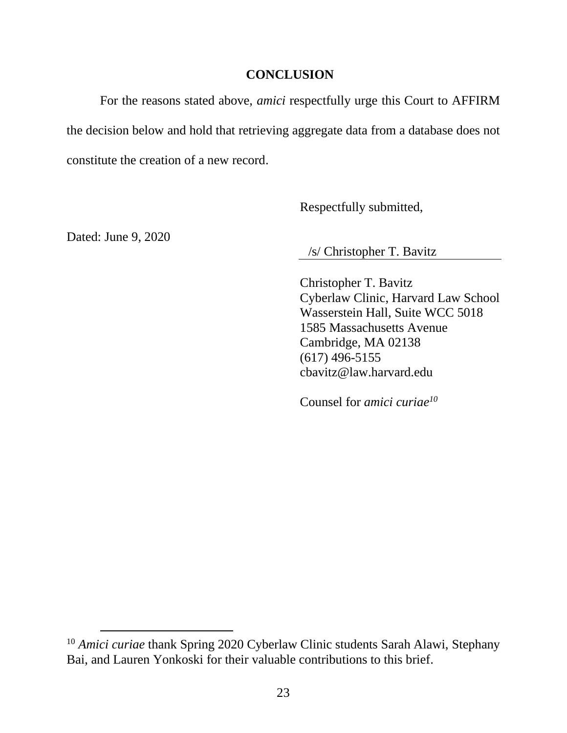## CONCLUSION

For the reasons stated above, *amici* respectfully urge this Court to AFFIRM the decision below and hold that retrieving aggregate data from a database does not constitute the creation of a new record.

Respectfully submitted,

Dated: June 9, 2020

/s/ Christopher T. Bavitz

Christopher T. Bavitz
Cyberlaw Clinic, Harvard Law School
Wasserstein Hall, Suite WCC 5018
1585 Massachusetts Avenue
Cambridge, MA 02138
(617) 496-5155
cbavitz@law.harvard.edu

Counsel for *amici curiae*[10]

---

[10] *Amici curiae* thank Spring 2020 Cyberlaw Clinic students Sarah Alawi, Stephany Bai, and Lauren Yonkoski for their valuable contributions to this brief.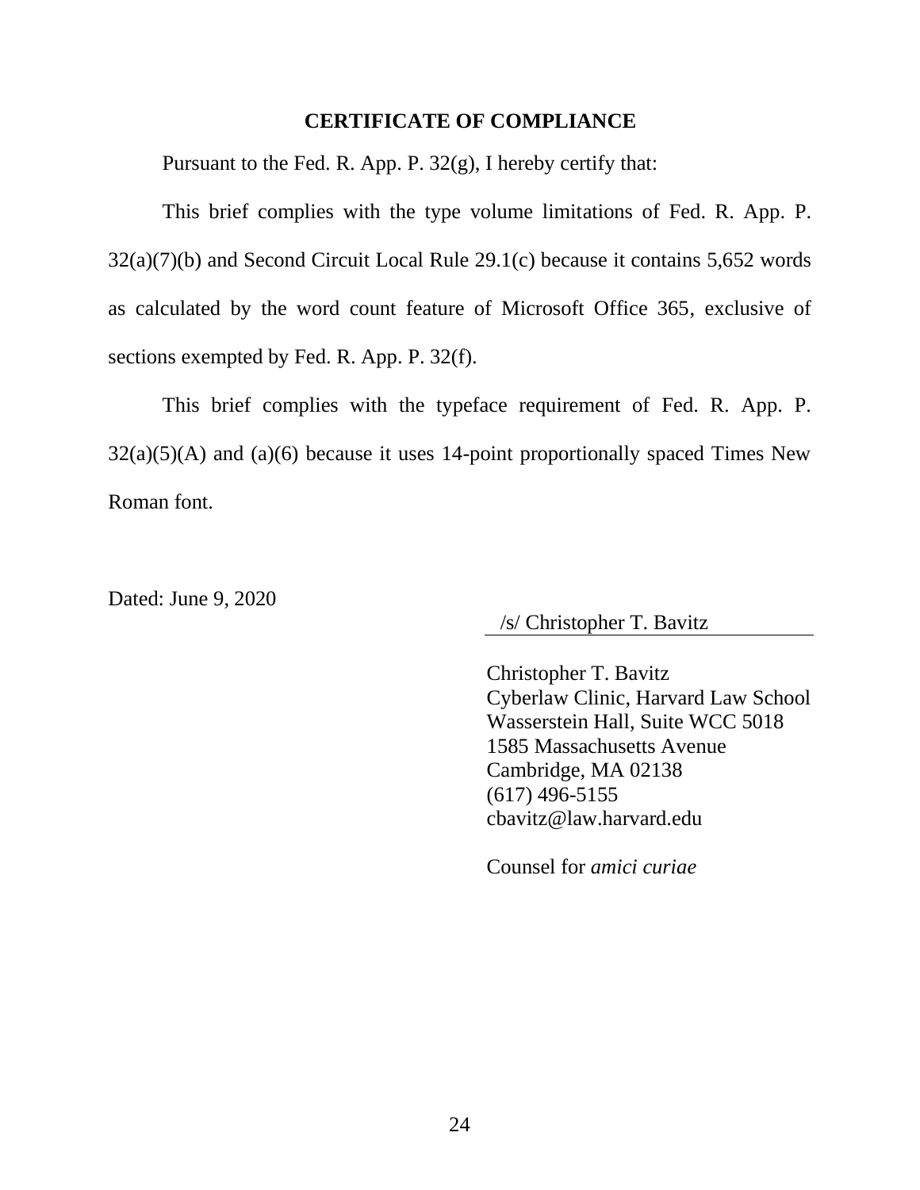## CERTIFICATE OF COMPLIANCE

Pursuant to the Fed. R. App. P. 32(g), I hereby certify that:

This brief complies with the type volume limitations of Fed. R. App. P. 32(a)(7)(b) and Second Circuit Local Rule 29.1(c) because it contains 5,652 words as calculated by the word count feature of Microsoft Office 365, exclusive of sections exempted by Fed. R. App. P. 32(f).

This brief complies with the typeface requirement of Fed. R. App. P. 32(a)(5)(A) and (a)(6) because it uses 14-point proportionally spaced Times New Roman font.

Dated: June 9, 2020

/s/ Christopher T. Bavitz

Christopher T. Bavitz
Cyberlaw Clinic, Harvard Law School
Wasserstein Hall, Suite WCC 5018
1585 Massachusetts Avenue
Cambridge, MA 02138
(617) 496-5155
cbavitz@law.harvard.edu

Counsel for *amici curiae*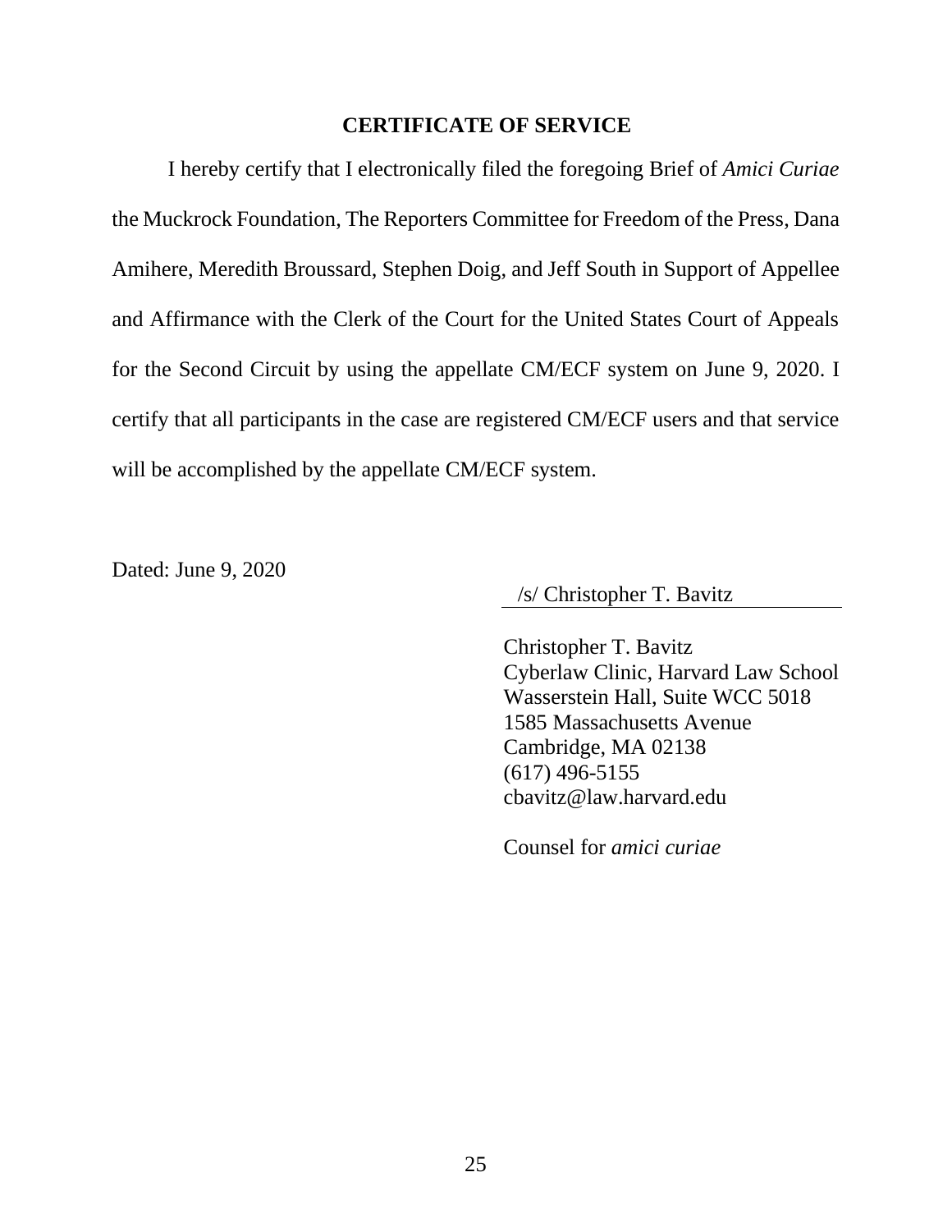## CERTIFICATE OF SERVICE

I hereby certify that I electronically filed the foregoing Brief of *Amici Curiae* the Muckrock Foundation, The Reporters Committee for Freedom of the Press, Dana Amihere, Meredith Broussard, Stephen Doig, and Jeff South in Support of Appellee and Affirmance with the Clerk of the Court for the United States Court of Appeals for the Second Circuit by using the appellate CM/ECF system on June 9, 2020. I certify that all participants in the case are registered CM/ECF users and that service will be accomplished by the appellate CM/ECF system.

Dated: June 9, 2020

/s/ Christopher T. Bavitz

Christopher T. Bavitz
Cyberlaw Clinic, Harvard Law School
Wasserstein Hall, Suite WCC 5018
1585 Massachusetts Avenue
Cambridge, MA 02138
(617) 496-5155
cbavitz@law.harvard.edu

Counsel for *amici curiae*